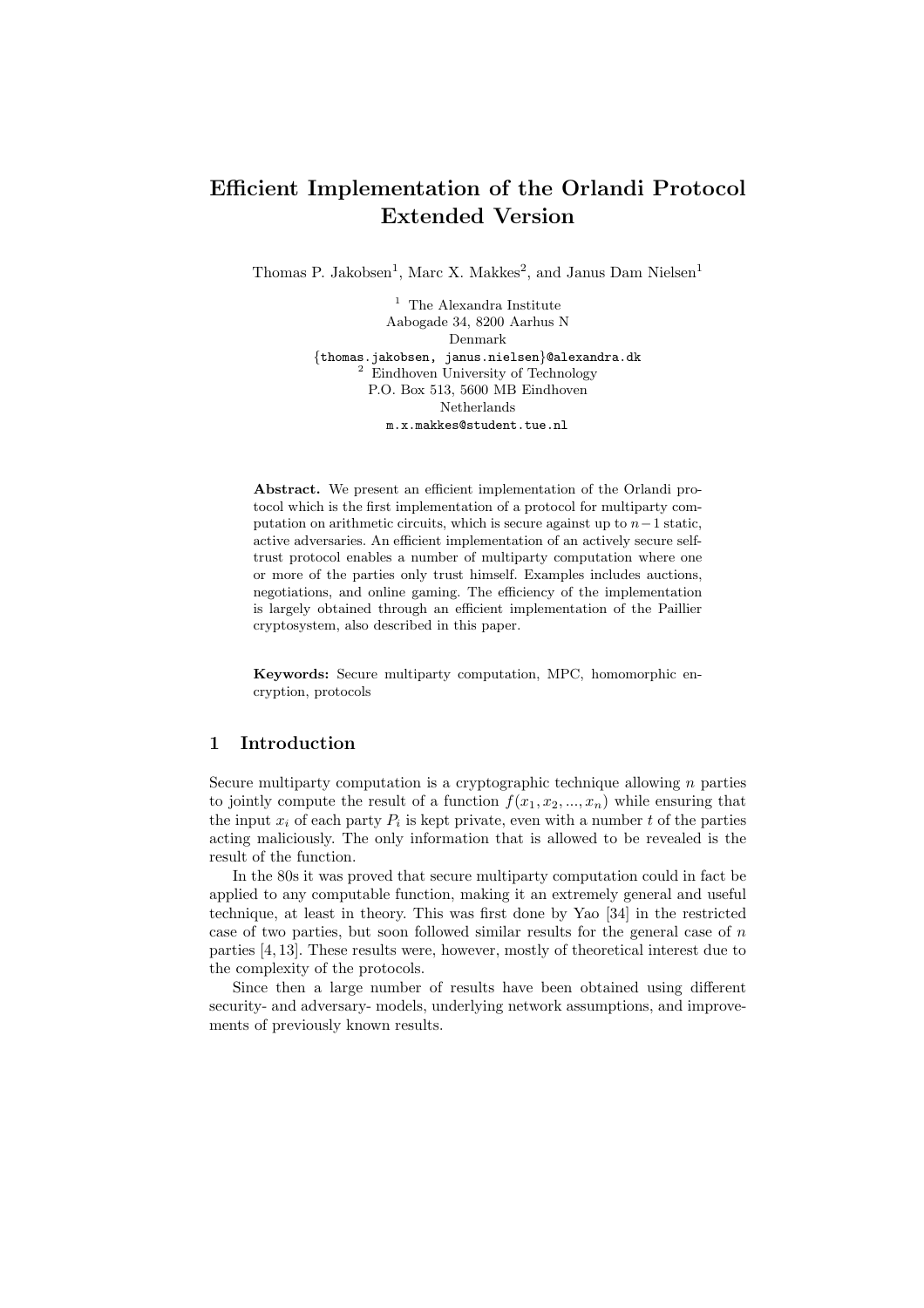# Efficient Implementation of the Orlandi Protocol Extended Version

Thomas P. Jakobsen[1], Marc X. Makkes[2], and Janus Dam Nielsen[1]

[1] The Alexandra Institute
Aabogade 34, 8200 Aarhus N
Denmark
{thomas.jakobsen, janus.nielsen}@alexandra.dk
[2] Eindhoven University of Technology
P.O. Box 513, 5600 MB Eindhoven
Netherlands
m.x.makkes@student.tue.nl

**Abstract.** We present an efficient implementation of the Orlandi protocol which is the first implementation of a protocol for multiparty computation on arithmetic circuits, which is secure against up to $n-1$ static, active adversaries. An efficient implementation of an actively secure self-trust protocol enables a number of multiparty computation where one or more of the parties only trust himself. Examples includes auctions, negotiations, and online gaming. The efficiency of the implementation is largely obtained through an efficient implementation of the Paillier cryptosystem, also described in this paper.

**Keywords:** Secure multiparty computation, MPC, homomorphic encryption, protocols

## 1 Introduction

Secure multiparty computation is a cryptographic technique allowing $n$ parties to jointly compute the result of a function $f(x_1, x_2, ..., x_n)$ while ensuring that the input $x_i$ of each party $P_i$ is kept private, even with a number $t$ of the parties acting maliciously. The only information that is allowed to be revealed is the result of the function.

In the 80s it was proved that secure multiparty computation could in fact be applied to any computable function, making it an extremely general and useful technique, at least in theory. This was first done by Yao [34] in the restricted case of two parties, but soon followed similar results for the general case of $n$ parties [4, 13]. These results were, however, mostly of theoretical interest due to the complexity of the protocols.

Since then a large number of results have been obtained using different security- and adversary- models, underlying network assumptions, and improvements of previously known results.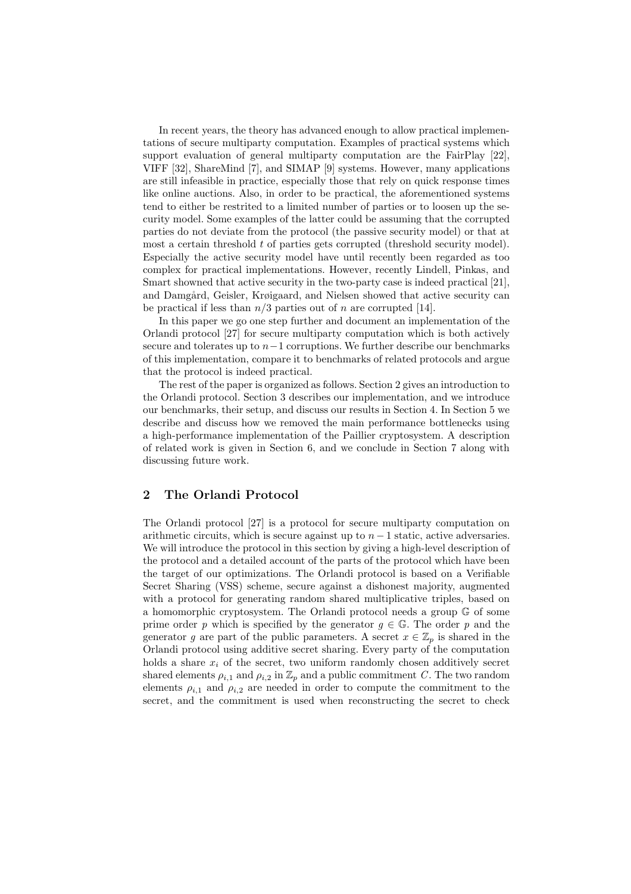In recent years, the theory has advanced enough to allow practical implementations of secure multiparty computation. Examples of practical systems which support evaluation of general multiparty computation are the FairPlay [22], VIFF [32], ShareMind [7], and SIMAP [9] systems. However, many applications are still infeasible in practice, especially those that rely on quick response times like online auctions. Also, in order to be practical, the aforementioned systems tend to either be restrited to a limited number of parties or to loosen up the security model. Some examples of the latter could be assuming that the corrupted parties do not deviate from the protocol (the passive security model) or that at most a certain threshold $t$ of parties gets corrupted (threshold security model). Especially the active security model have until recently been regarded as too complex for practical implementations. However, recently Lindell, Pinkas, and Smart showned that active security in the two-party case is indeed practical [21], and Damgård, Geisler, Krøigaard, and Nielsen showed that active security can be practical if less than $n/3$ parties out of $n$ are corrupted [14].

In this paper we go one step further and document an implementation of the Orlandi protocol [27] for secure multiparty computation which is both actively secure and tolerates up to $n-1$ corruptions. We further describe our benchmarks of this implementation, compare it to benchmarks of related protocols and argue that the protocol is indeed practical.

The rest of the paper is organized as follows. Section 2 gives an introduction to the Orlandi protocol. Section 3 describes our implementation, and we introduce our benchmarks, their setup, and discuss our results in Section 4. In Section 5 we describe and discuss how we removed the main performance bottlenecks using a high-performance implementation of the Paillier cryptosystem. A description of related work is given in Section 6, and we conclude in Section 7 along with discussing future work.

## 2 The Orlandi Protocol

The Orlandi protocol [27] is a protocol for secure multiparty computation on arithmetic circuits, which is secure against up to $n-1$ static, active adversaries. We will introduce the protocol in this section by giving a high-level description of the protocol and a detailed account of the parts of the protocol which have been the target of our optimizations. The Orlandi protocol is based on a Verifiable Secret Sharing (VSS) scheme, secure against a dishonest majority, augmented with a protocol for generating random shared multiplicative triples, based on a homomorphic cryptosystem. The Orlandi protocol needs a group $\mathbb{G}$ of some prime order $p$ which is specified by the generator $g \in \mathbb{G}$. The order $p$ and the generator $g$ are part of the public parameters. A secret $x \in \mathbb{Z}_p$ is shared in the Orlandi protocol using additive secret sharing. Every party of the computation holds a share $x_i$ of the secret, two uniform randomly chosen additively secret shared elements $\rho_{i,1}$ and $\rho_{i,2}$ in $\mathbb{Z}_p$ and a public commitment $C$. The two random elements $\rho_{i,1}$ and $\rho_{i,2}$ are needed in order to compute the commitment to the secret, and the commitment is used when reconstructing the secret to check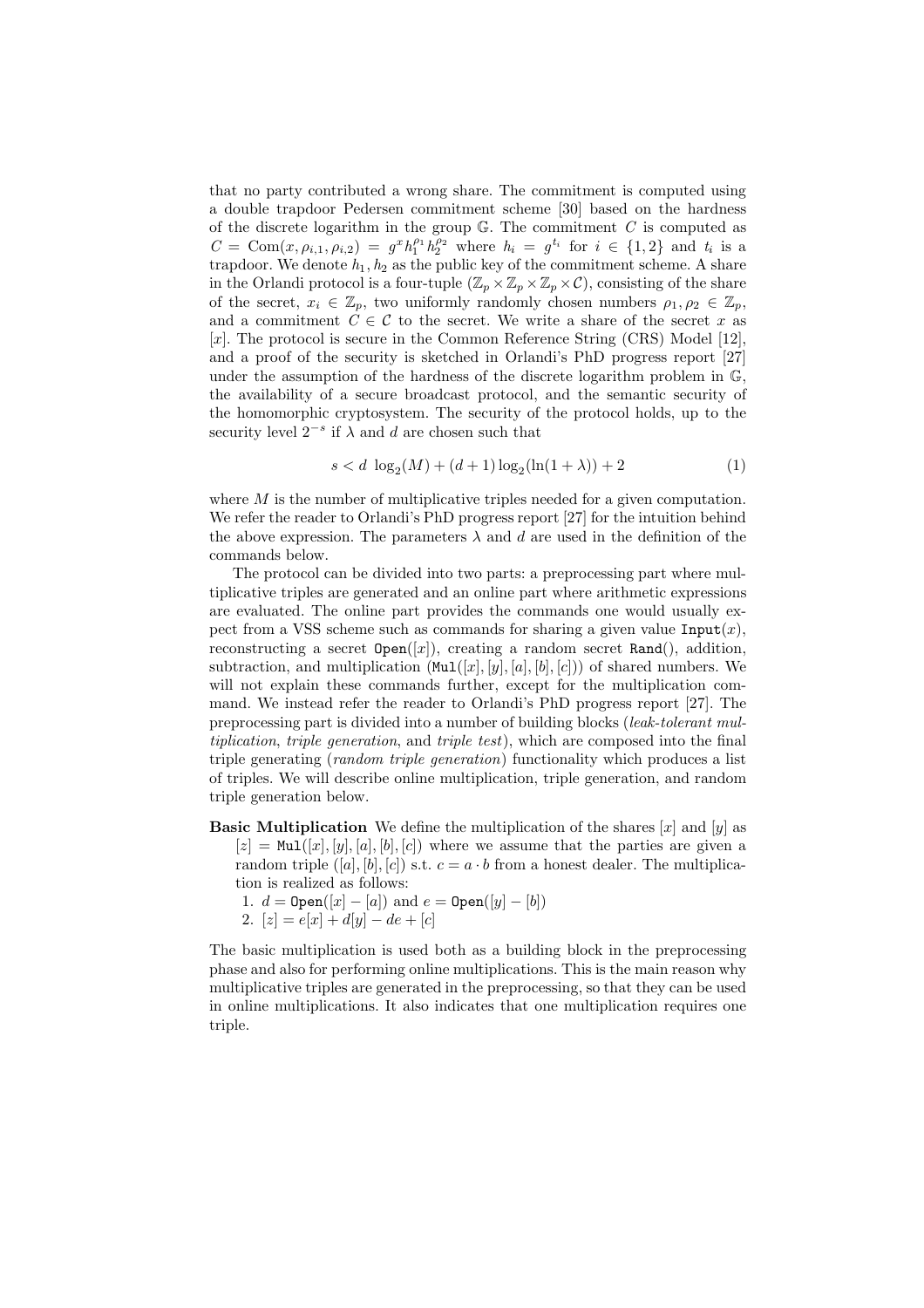that no party contributed a wrong share. The commitment is computed using a double trapdoor Pedersen commitment scheme [30] based on the hardness of the discrete logarithm in the group $\mathbb{G}$. The commitment $C$ is computed as $C = \text{Com}(x, \rho_{i,1}, \rho_{i,2}) = g^x h_1^{\rho_1} h_2^{\rho_2}$ where $h_i = g^{t_i}$ for $i \in \{1, 2\}$ and $t_i$ is a trapdoor. We denote $h_1, h_2$ as the public key of the commitment scheme. A share in the Orlandi protocol is a four-tuple $(\mathbb{Z}_p \times \mathbb{Z}_p \times \mathbb{Z}_p \times \mathcal{C})$, consisting of the share of the secret, $x_i \in \mathbb{Z}_p$, two uniformly randomly chosen numbers $\rho_1, \rho_2 \in \mathbb{Z}_p$, and a commitment $C \in \mathcal{C}$ to the secret. We write a share of the secret $x$ as $[x]$. The protocol is secure in the Common Reference String (CRS) Model [12], and a proof of the security is sketched in Orlandi's PhD progress report [27] under the assumption of the hardness of the discrete logarithm problem in $\mathbb{G}$, the availability of a secure broadcast protocol, and the semantic security of the homomorphic cryptosystem. The security of the protocol holds, up to the security level $2^{-s}$ if $\lambda$ and $d$ are chosen such that

$$s < d \ \log_2(M) + (d+1)\log_2(\ln(1+\lambda)) + 2 \qquad (1)$$

where $M$ is the number of multiplicative triples needed for a given computation. We refer the reader to Orlandi's PhD progress report [27] for the intuition behind the above expression. The parameters $\lambda$ and $d$ are used in the definition of the commands below.

The protocol can be divided into two parts: a preprocessing part where multiplicative triples are generated and an online part where arithmetic expressions are evaluated. The online part provides the commands one would usually expect from a VSS scheme such as commands for sharing a given value $\texttt{Input}(x)$, reconstructing a secret $\texttt{Open}([x])$, creating a random secret $\texttt{Rand}()$, addition, subtraction, and multiplication ($\texttt{Mul}([x], [y], [a], [b], [c])$) of shared numbers. We will not explain these commands further, except for the multiplication command. We instead refer the reader to Orlandi's PhD progress report [27]. The preprocessing part is divided into a number of building blocks (*leak-tolerant multiplication*, *triple generation*, and *triple test*), which are composed into the final triple generating (*random triple generation*) functionality which produces a list of triples. We will describe online multiplication, triple generation, and random triple generation below.

**Basic Multiplication** We define the multiplication of the shares $[x]$ and $[y]$ as $[z] = \texttt{Mul}([x], [y], [a], [b], [c])$ where we assume that the parties are given a random triple $([a], [b], [c])$ s.t. $c = a \cdot b$ from a honest dealer. The multiplication is realized as follows:

1. $d = \texttt{Open}([x] - [a])$ and $e = \texttt{Open}([y] - [b])$
2. $[z] = e[x] + d[y] - de + [c]$

The basic multiplication is used both as a building block in the preprocessing phase and also for performing online multiplications. This is the main reason why multiplicative triples are generated in the preprocessing, so that they can be used in online multiplications. It also indicates that one multiplication requires one triple.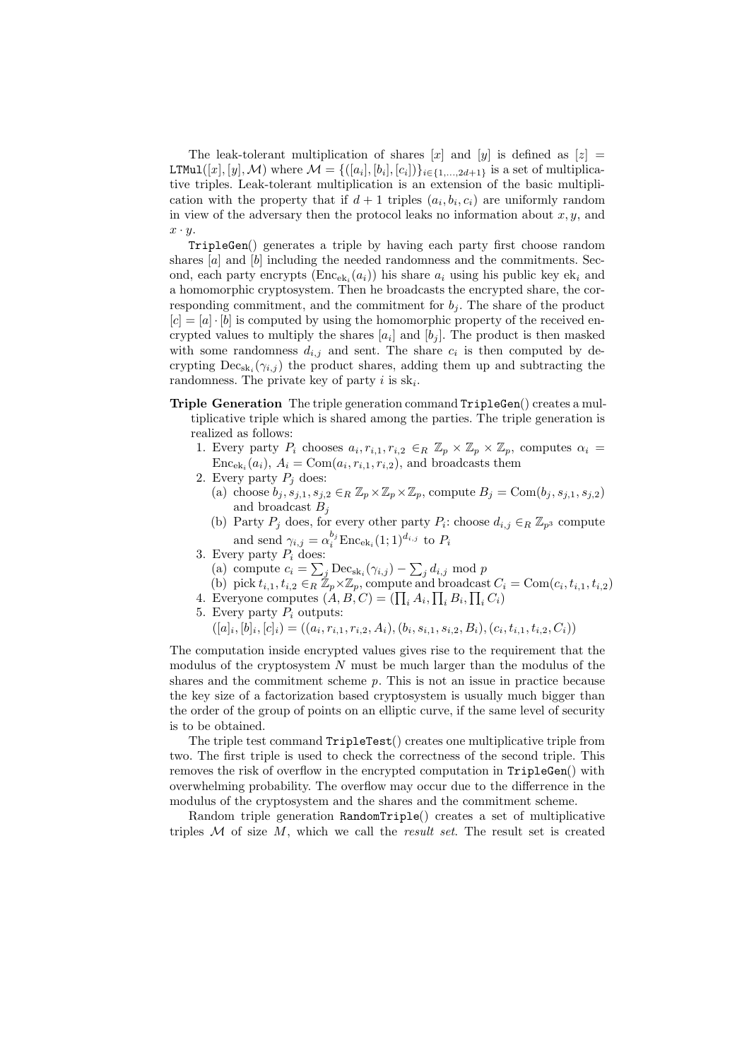The leak-tolerant multiplication of shares $[x]$ and $[y]$ is defined as $[z] = \texttt{LTMul}([x], [y], \mathcal{M})$ where $\mathcal{M} = \{([a_i], [b_i], [c_i])\}_{i \in \{1,\ldots,2d+1\}}$ is a set of multiplicative triples. Leak-tolerant multiplication is an extension of the basic multiplication with the property that if $d+1$ triples $(a_i, b_i, c_i)$ are uniformly random in view of the adversary then the protocol leaks no information about $x, y$, and $x \cdot y$.

$\texttt{TripleGen}()$ generates a triple by having each party first choose random shares $[a]$ and $[b]$ including the needed randomness and the commitments. Second, each party encrypts ($\mathrm{Enc}_{\mathrm{ek}_i}(a_i)$) his share $a_i$ using his public key $\mathrm{ek}_i$ and a homomorphic cryptosystem. Then he broadcasts the encrypted share, the corresponding commitment, and the commitment for $b_j$. The share of the product $[c] = [a] \cdot [b]$ is computed by using the homomorphic property of the received encrypted values to multiply the shares $[a_i]$ and $[b_j]$. The product is then masked with some randomness $d_{i,j}$ and sent. The share $c_i$ is then computed by decrypting $\mathrm{Dec}_{\mathrm{sk}_i}(\gamma_{i,j})$ the product shares, adding them up and subtracting the randomness. The private key of party $i$ is $\mathrm{sk}_i$.

**Triple Generation** The triple generation command $\texttt{TripleGen}()$ creates a multiplicative triple which is shared among the parties. The triple generation is realized as follows:

1. Every party $P_i$ chooses $a_i, r_{i,1}, r_{i,2} \in_R \mathbb{Z}_p \times \mathbb{Z}_p \times \mathbb{Z}_p$, computes $\alpha_i = \mathrm{Enc}_{\mathrm{ek}_i}(a_i)$, $A_i = \mathrm{Com}(a_i, r_{i,1}, r_{i,2})$, and broadcasts them
2. Every party $P_j$ does:
   (a) choose $b_j, s_{j,1}, s_{j,2} \in_R \mathbb{Z}_p \times \mathbb{Z}_p \times \mathbb{Z}_p$, compute $B_j = \mathrm{Com}(b_j, s_{j,1}, s_{j,2})$ and broadcast $B_j$
   (b) Party $P_j$ does, for every other party $P_i$: choose $d_{i,j} \in_R \mathbb{Z}_{p^3}$ compute and send $\gamma_{i,j} = \alpha_i^{b_j} \mathrm{Enc}_{\mathrm{ek}_i}(1; 1)^{d_{i,j}}$ to $P_i$
3. Every party $P_i$ does:
   (a) compute $c_i = \sum_j \mathrm{Dec}_{\mathrm{sk}_i}(\gamma_{i,j}) - \sum_j d_{i,j} \bmod p$
   (b) pick $t_{i,1}, t_{i,2} \in_R \mathbb{Z}_p \times \mathbb{Z}_p$, compute and broadcast $C_i = \mathrm{Com}(c_i, t_{i,1}, t_{i,2})$
4. Everyone computes $(A, B, C) = (\prod_i A_i, \prod_i B_i, \prod_i C_i)$
5. Every party $P_i$ outputs:
   $([a]_i, [b]_i, [c]_i) = ((a_i, r_{i,1}, r_{i,2}, A_i), (b_i, s_{i,1}, s_{i,2}, B_i), (c_i, t_{i,1}, t_{i,2}, C_i))$

The computation inside encrypted values gives rise to the requirement that the modulus of the cryptosystem $N$ must be much larger than the modulus of the shares and the commitment scheme $p$. This is not an issue in practice because the key size of a factorization based cryptosystem is usually much bigger than the order of the group of points on an elliptic curve, if the same level of security is to be obtained.

The triple test command $\texttt{TripleTest}()$ creates one multiplicative triple from two. The first triple is used to check the correctness of the second triple. This removes the risk of overflow in the encrypted computation in $\texttt{TripleGen}()$ with overwhelming probability. The overflow may occur due to the difference in the modulus of the cryptosystem and the shares and the commitment scheme.

Random triple generation $\texttt{RandomTriple}()$ creates a set of multiplicative triples $\mathcal{M}$ of size $M$, which we call the *result set*. The result set is created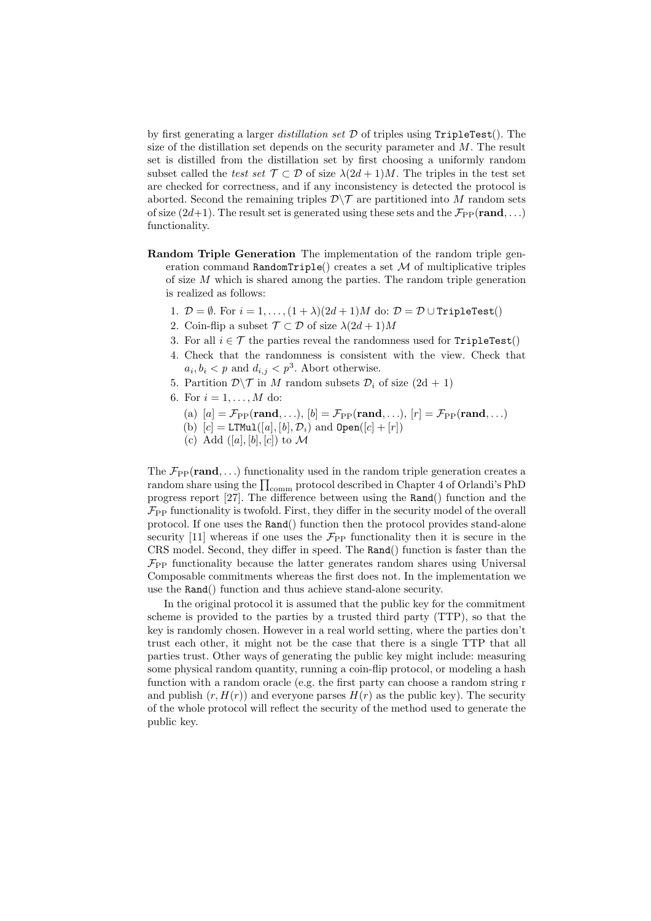by first generating a larger *distillation set* $\mathcal{D}$ of triples using `TripleTest`(). The size of the distillation set depends on the security parameter and $M$. The result set is distilled from the distillation set by first choosing a uniformly random subset called the *test set* $\mathcal{T} \subset \mathcal{D}$ of size $\lambda(2d+1)M$. The triples in the test set are checked for correctness, and if any inconsistency is detected the protocol is aborted. Second the remaining triples $\mathcal{D}\backslash\mathcal{T}$ are partitioned into $M$ random sets of size $(2d+1)$. The result set is generated using these sets and the $\mathcal{F}_{\mathrm{PP}}(\mathbf{rand}, \ldots)$ functionality.

**Random Triple Generation** The implementation of the random triple generation command `RandomTriple`() creates a set $\mathcal{M}$ of multiplicative triples of size $M$ which is shared among the parties. The random triple generation is realized as follows:

1. $\mathcal{D} = \emptyset$. For $i = 1, \ldots, (1+\lambda)(2d+1)M$ do: $\mathcal{D} = \mathcal{D} \cup$ `TripleTest`()
2. Coin-flip a subset $\mathcal{T} \subset \mathcal{D}$ of size $\lambda(2d+1)M$
3. For all $i \in \mathcal{T}$ the parties reveal the randomness used for `TripleTest`()
4. Check that the randomness is consistent with the view. Check that $a_i, b_i < p$ and $d_{i,j} < p^3$. Abort otherwise.
5. Partition $\mathcal{D}\backslash\mathcal{T}$ in $M$ random subsets $\mathcal{D}_i$ of size (2d + 1)
6. For $i = 1, \ldots, M$ do:
   (a) $[a] = \mathcal{F}_{\mathrm{PP}}(\mathbf{rand}, \ldots)$, $[b] = \mathcal{F}_{\mathrm{PP}}(\mathbf{rand}, \ldots)$, $[r] = \mathcal{F}_{\mathrm{PP}}(\mathbf{rand}, \ldots)$
   (b) $[c] =$ `LTMul`($[a], [b], \mathcal{D}_i$) and `Open`($[c] + [r]$)
   (c) Add $([a], [b], [c])$ to $\mathcal{M}$

The $\mathcal{F}_{\mathrm{PP}}(\mathbf{rand}, \ldots)$ functionality used in the random triple generation creates a random share using the $\prod_{\mathrm{comm}}$ protocol described in Chapter 4 of Orlandi's PhD progress report [27]. The difference between using the `Rand`() function and the $\mathcal{F}_{\mathrm{PP}}$ functionality is twofold. First, they differ in the security model of the overall protocol. If one uses the `Rand`() function then the protocol provides stand-alone security [11] whereas if one uses the $\mathcal{F}_{\mathrm{PP}}$ functionality then it is secure in the CRS model. Second, they differ in speed. The `Rand`() function is faster than the $\mathcal{F}_{\mathrm{PP}}$ functionality because the latter generates random shares using Universal Composable commitments whereas the first does not. In the implementation we use the `Rand`() function and thus achieve stand-alone security.

In the original protocol it is assumed that the public key for the commitment scheme is provided to the parties by a trusted third party (TTP), so that the key is randomly chosen. However in a real world setting, where the parties don't trust each other, it might not be the case that there is a single TTP that all parties trust. Other ways of generating the public key might include: measuring some physical random quantity, running a coin-flip protocol, or modeling a hash function with a random oracle (e.g. the first party can choose a random string r and publish $(r, H(r))$ and everyone parses $H(r)$ as the public key). The security of the whole protocol will reflect the security of the method used to generate the public key.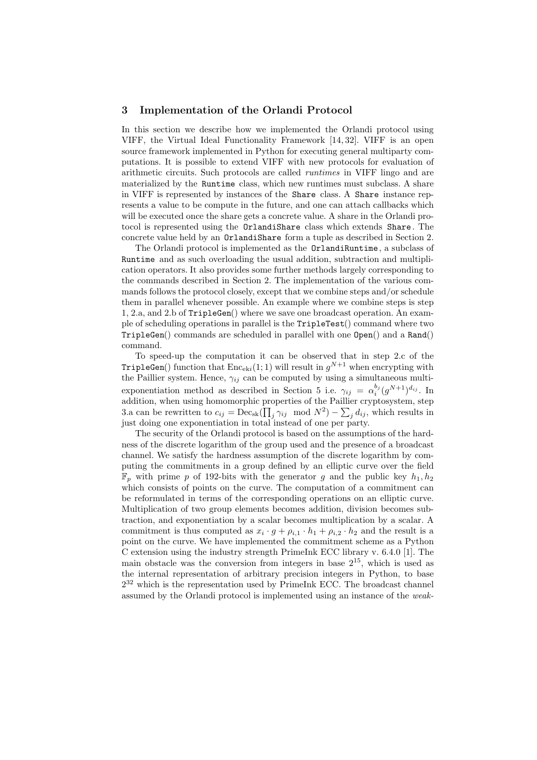## 3 Implementation of the Orlandi Protocol

In this section we describe how we implemented the Orlandi protocol using VIFF, the Virtual Ideal Functionality Framework [14, 32]. VIFF is an open source framework implemented in Python for executing general multiparty computations. It is possible to extend VIFF with new protocols for evaluation of arithmetic circuits. Such protocols are called *runtimes* in VIFF lingo and are materialized by the `Runtime` class, which new runtimes must subclass. A share in VIFF is represented by instances of the `Share` class. A `Share` instance represents a value to be compute in the future, and one can attach callbacks which will be executed once the share gets a concrete value. A share in the Orlandi protocol is represented using the `OrlandiShare` class which extends `Share`. The concrete value held by an `OrlandiShare` form a tuple as described in Section 2.

The Orlandi protocol is implemented as the `OrlandiRuntime`, a subclass of `Runtime` and as such overloading the usual addition, subtraction and multiplication operators. It also provides some further methods largely corresponding to the commands described in Section 2. The implementation of the various commands follows the protocol closely, except that we combine steps and/or schedule them in parallel whenever possible. An example where we combine steps is step 1, 2.a, and 2.b of `TripleGen`() where we save one broadcast operation. An example of scheduling operations in parallel is the `TripleTest`() command where two `TripleGen`() commands are scheduled in parallel with one `Open`() and a `Rand`() command.

To speed-up the computation it can be observed that in step 2.c of the `TripleGen`() function that $\mathrm{Enc}_{\mathrm{ek}i}(1;1)$ will result in $g^{N+1}$ when encrypting with the Paillier system. Hence, $\gamma_{ij}$ can be computed by using a simultaneous multi-exponentiation method as described in Section 5 i.e. $\gamma_{ij} = \alpha_i^{b_j}(g^{N+1})^{d_{ij}}$. In addition, when using homomorphic properties of the Paillier cryptosystem, step 3.a can be rewritten to $c_{ij} = \mathrm{Dec}_{\mathrm{sk}}(\prod_j \gamma_{ij} \mod N^2) - \sum_j d_{ij}$, which results in just doing one exponentiation in total instead of one per party.

The security of the Orlandi protocol is based on the assumptions of the hardness of the discrete logarithm of the group used and the presence of a broadcast channel. We satisfy the hardness assumption of the discrete logarithm by computing the commitments in a group defined by an elliptic curve over the field $\mathbb{F}_p$ with prime $p$ of 192-bits with the generator $g$ and the public key $h_1, h_2$ which consists of points on the curve. The computation of a commitment can be reformulated in terms of the corresponding operations on an elliptic curve. Multiplication of two group elements becomes addition, division becomes subtraction, and exponentiation by a scalar becomes multiplication by a scalar. A commitment is thus computed as $x_i \cdot g + \rho_{i,1} \cdot h_1 + \rho_{i,2} \cdot h_2$ and the result is a point on the curve. We have implemented the commitment scheme as a Python C extension using the industry strength PrimeInk ECC library v. 6.4.0 [1]. The main obstacle was the conversion from integers in base $2^{15}$, which is used as the internal representation of arbitrary precision integers in Python, to base $2^{32}$ which is the representation used by PrimeInk ECC. The broadcast channel assumed by the Orlandi protocol is implemented using an instance of the *weak-*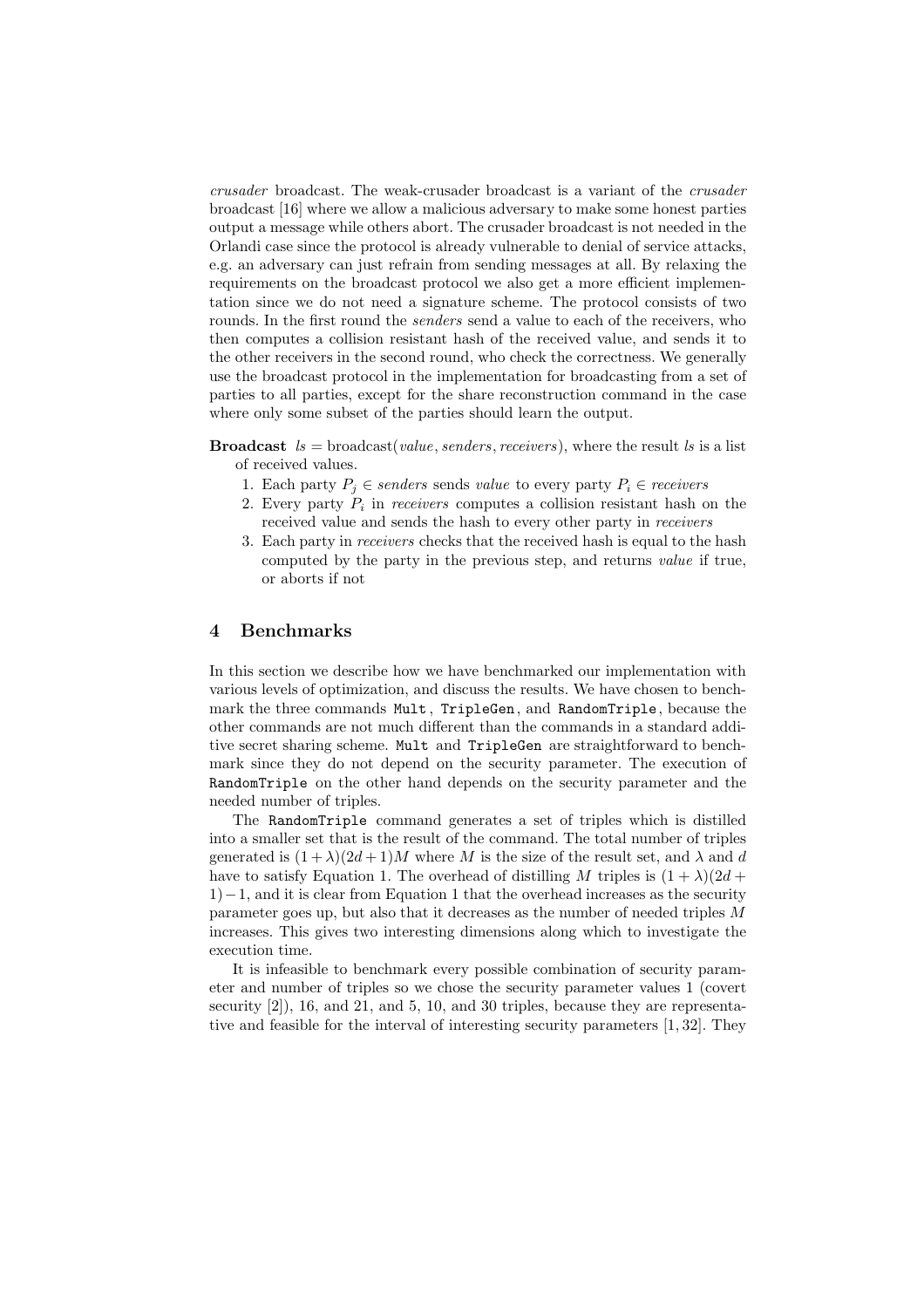*crusader* broadcast. The weak-crusader broadcast is a variant of the *crusader* broadcast [16] where we allow a malicious adversary to make some honest parties output a message while others abort. The crusader broadcast is not needed in the Orlandi case since the protocol is already vulnerable to denial of service attacks, e.g. an adversary can just refrain from sending messages at all. By relaxing the requirements on the broadcast protocol we also get a more efficient implementation since we do not need a signature scheme. The protocol consists of two rounds. In the first round the *senders* send a value to each of the receivers, who then computes a collision resistant hash of the received value, and sends it to the other receivers in the second round, who check the correctness. We generally use the broadcast protocol in the implementation for broadcasting from a set of parties to all parties, except for the share reconstruction command in the case where only some subset of the parties should learn the output.

**Broadcast** $ls = \text{broadcast}(value, senders, receivers)$, where the result $ls$ is a list of received values.

1. Each party $P_j \in senders$ sends *value* to every party $P_i \in receivers$
2. Every party $P_i$ in *receivers* computes a collision resistant hash on the received value and sends the hash to every other party in *receivers*
3. Each party in *receivers* checks that the received hash is equal to the hash computed by the party in the previous step, and returns *value* if true, or aborts if not

## 4 Benchmarks

In this section we describe how we have benchmarked our implementation with various levels of optimization, and discuss the results. We have chosen to benchmark the three commands `Mult`, `TripleGen`, and `RandomTriple`, because the other commands are not much different than the commands in a standard additive secret sharing scheme. `Mult` and `TripleGen` are straightforward to benchmark since they do not depend on the security parameter. The execution of `RandomTriple` on the other hand depends on the security parameter and the needed number of triples.

The `RandomTriple` command generates a set of triples which is distilled into a smaller set that is the result of the command. The total number of triples generated is $(1+\lambda)(2d+1)M$ where $M$ is the size of the result set, and $\lambda$ and $d$ have to satisfy Equation 1. The overhead of distilling $M$ triples is $(1+\lambda)(2d+1)-1$, and it is clear from Equation 1 that the overhead increases as the security parameter goes up, but also that it decreases as the number of needed triples $M$ increases. This gives two interesting dimensions along which to investigate the execution time.

It is infeasible to benchmark every possible combination of security parameter and number of triples so we chose the security parameter values 1 (covert security [2]), 16, and 21, and 5, 10, and 30 triples, because they are representative and feasible for the interval of interesting security parameters $[1, 32]$. They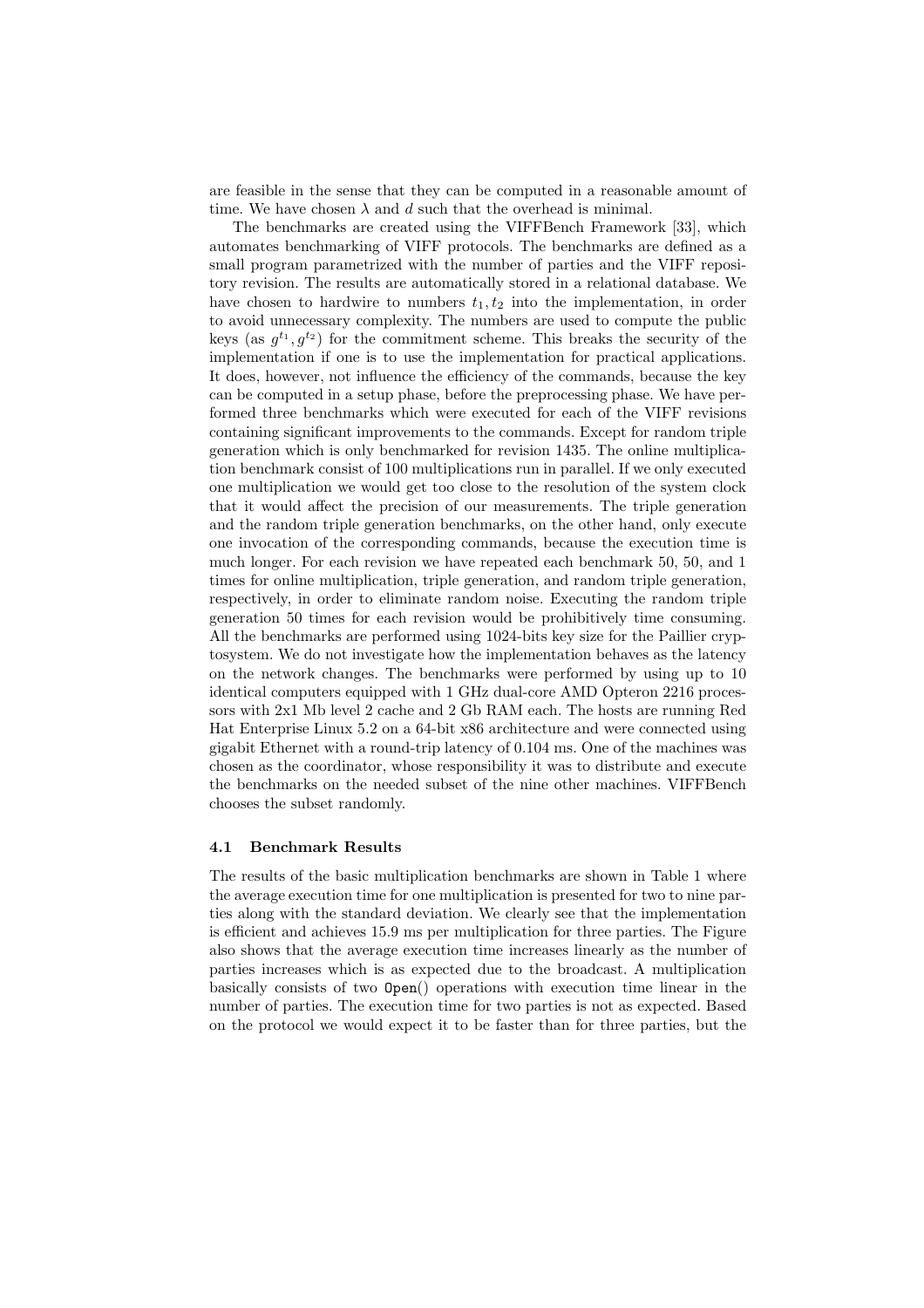are feasible in the sense that they can be computed in a reasonable amount of time. We have chosen $\lambda$ and $d$ such that the overhead is minimal.

The benchmarks are created using the VIFFBench Framework [33], which automates benchmarking of VIFF protocols. The benchmarks are defined as a small program parametrized with the number of parties and the VIFF repository revision. The results are automatically stored in a relational database. We have chosen to hardwire to numbers $t_1, t_2$ into the implementation, in order to avoid unnecessary complexity. The numbers are used to compute the public keys (as $g^{t_1}, g^{t_2}$) for the commitment scheme. This breaks the security of the implementation if one is to use the implementation for practical applications. It does, however, not influence the efficiency of the commands, because the key can be computed in a setup phase, before the preprocessing phase. We have performed three benchmarks which were executed for each of the VIFF revisions containing significant improvements to the commands. Except for random triple generation which is only benchmarked for revision 1435. The online multiplication benchmark consist of 100 multiplications run in parallel. If we only executed one multiplication we would get too close to the resolution of the system clock that it would affect the precision of our measurements. The triple generation and the random triple generation benchmarks, on the other hand, only execute one invocation of the corresponding commands, because the execution time is much longer. For each revision we have repeated each benchmark 50, 50, and 1 times for online multiplication, triple generation, and random triple generation, respectively, in order to eliminate random noise. Executing the random triple generation 50 times for each revision would be prohibitively time consuming. All the benchmarks are performed using 1024-bits key size for the Paillier cryptosystem. We do not investigate how the implementation behaves as the latency on the network changes. The benchmarks were performed by using up to 10 identical computers equipped with 1 GHz dual-core AMD Opteron 2216 processors with 2x1 Mb level 2 cache and 2 Gb RAM each. The hosts are running Red Hat Enterprise Linux 5.2 on a 64-bit x86 architecture and were connected using gigabit Ethernet with a round-trip latency of 0.104 ms. One of the machines was chosen as the coordinator, whose responsibility it was to distribute and execute the benchmarks on the needed subset of the nine other machines. VIFFBench chooses the subset randomly.

### 4.1 Benchmark Results

The results of the basic multiplication benchmarks are shown in Table 1 where the average execution time for one multiplication is presented for two to nine parties along with the standard deviation. We clearly see that the implementation is efficient and achieves 15.9 ms per multiplication for three parties. The Figure also shows that the average execution time increases linearly as the number of parties increases which is as expected due to the broadcast. A multiplication basically consists of two `Open()` operations with execution time linear in the number of parties. The execution time for two parties is not as expected. Based on the protocol we would expect it to be faster than for three parties, but the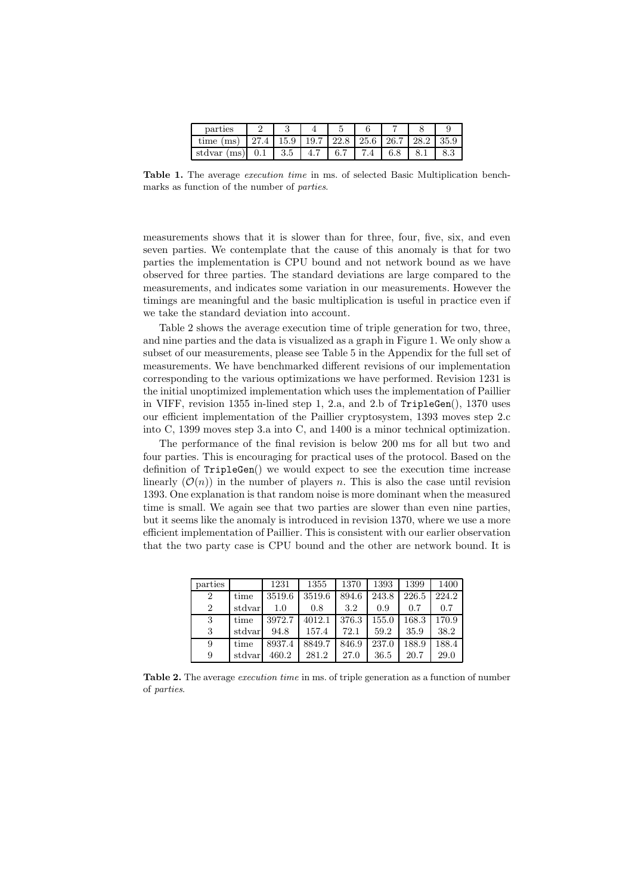| parties | 2 | 3 | 4 | 5 | 6 | 7 | 8 | 9 |
|---|---|---|---|---|---|---|---|---|
| time (ms) | 27.4 | 15.9 | 19.7 | 22.8 | 25.6 | 26.7 | 28.2 | 35.9 |
| stdvar (ms) | 0.1 | 3.5 | 4.7 | 6.7 | 7.4 | 6.8 | 8.1 | 8.3 |

**Table 1.** The average *execution time* in ms. of selected Basic Multiplication benchmarks as function of the number of *parties*.

measurements shows that it is slower than for three, four, five, six, and even seven parties. We contemplate that the cause of this anomaly is that for two parties the implementation is CPU bound and not network bound as we have observed for three parties. The standard deviations are large compared to the measurements, and indicates some variation in our measurements. However the timings are meaningful and the basic multiplication is useful in practice even if we take the standard deviation into account.

Table 2 shows the average execution time of triple generation for two, three, and nine parties and the data is visualized as a graph in Figure 1. We only show a subset of our measurements, please see Table 5 in the Appendix for the full set of measurements. We have benchmarked different revisions of our implementation corresponding to the various optimizations we have performed. Revision 1231 is the initial unoptimized implementation which uses the implementation of Paillier in VIFF, revision 1355 in-lined step 1, 2.a, and 2.b of `TripleGen`(), 1370 uses our efficient implementation of the Paillier cryptosystem, 1393 moves step 2.c into C, 1399 moves step 3.a into C, and 1400 is a minor technical optimization.

The performance of the final revision is below 200 ms for all but two and four parties. This is encouraging for practical uses of the protocol. Based on the definition of `TripleGen`() we would expect to see the execution time increase linearly ($\mathcal{O}(n)$) in the number of players $n$. This is also the case until revision 1393. One explanation is that random noise is more dominant when the measured time is small. We again see that two parties are slower than even nine parties, but it seems like the anomaly is introduced in revision 1370, where we use a more efficient implementation of Paillier. This is consistent with our earlier observation that the two party case is CPU bound and the other are network bound. It is

| parties | | 1231 | 1355 | 1370 | 1393 | 1399 | 1400 |
|---|---|---|---|---|---|---|---|
| 2 | time | 3519.6 | 3519.6 | 894.6 | 243.8 | 226.5 | 224.2 |
| 2 | stdvar | 1.0 | 0.8 | 3.2 | 0.9 | 0.7 | 0.7 |
| 3 | time | 3972.7 | 4012.1 | 376.3 | 155.0 | 168.3 | 170.9 |
| 3 | stdvar | 94.8 | 157.4 | 72.1 | 59.2 | 35.9 | 38.2 |
| 9 | time | 8937.4 | 8849.7 | 846.9 | 237.0 | 188.9 | 188.4 |
| 9 | stdvar | 460.2 | 281.2 | 27.0 | 36.5 | 20.7 | 29.0 |

**Table 2.** The average *execution time* in ms. of triple generation as a function of number of *parties*.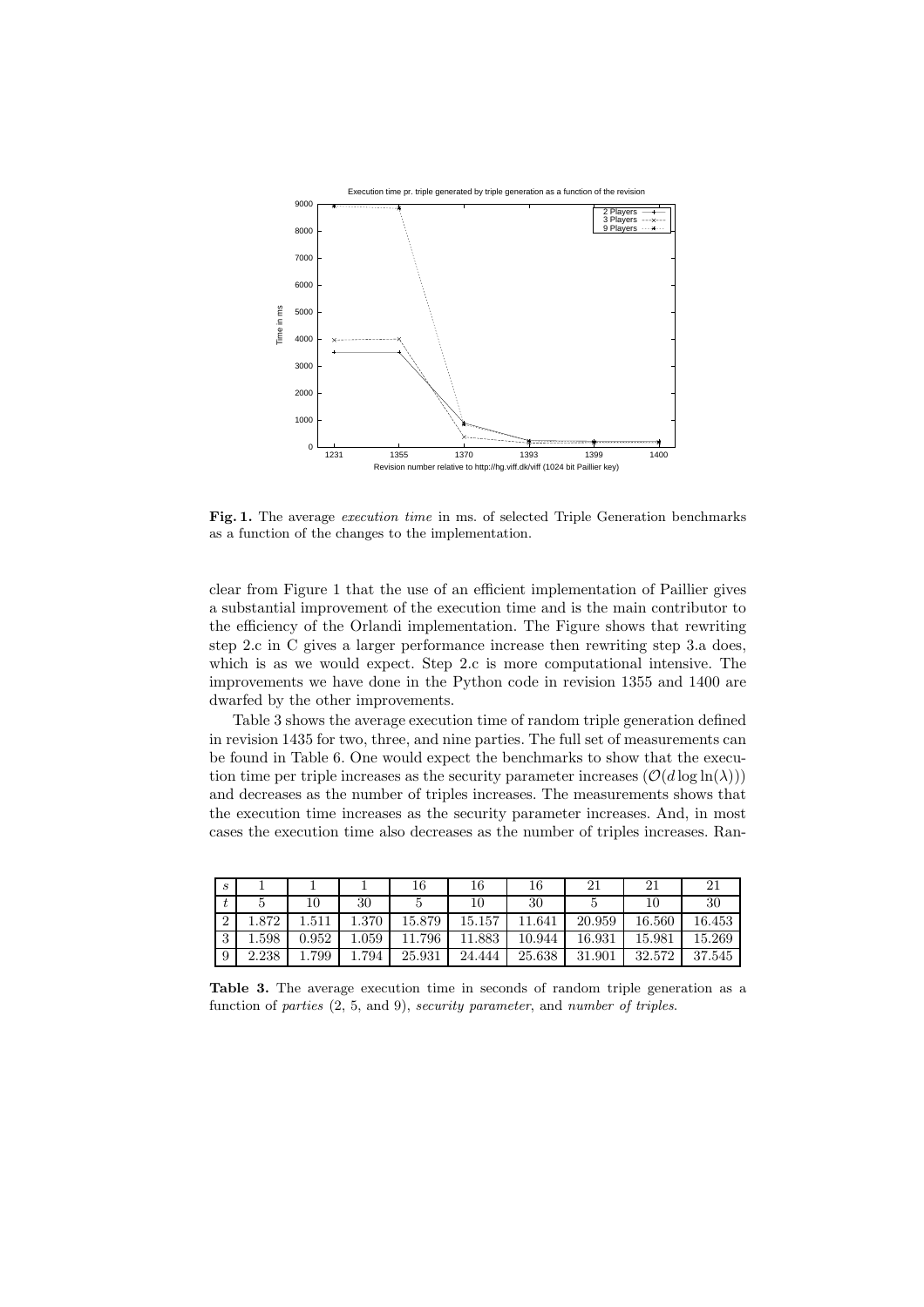**Fig. 1.** The average *execution time* in ms. of selected Triple Generation benchmarks as a function of the changes to the implementation.

clear from Figure 1 that the use of an efficient implementation of Paillier gives a substantial improvement of the execution time and is the main contributor to the efficiency of the Orlandi implementation. The Figure shows that rewriting step 2.c in C gives a larger performance increase then rewriting step 3.a does, which is as we would expect. Step 2.c is more computational intensive. The improvements we have done in the Python code in revision 1355 and 1400 are dwarfed by the other improvements.

Table 3 shows the average execution time of random triple generation defined in revision 1435 for two, three, and nine parties. The full set of measurements can be found in Table 6. One would expect the benchmarks to show that the execution time per triple increases as the security parameter increases ($\mathcal{O}(d \log \ln(\lambda))$) and decreases as the number of triples increases. The measurements shows that the execution time increases as the security parameter increases. And, in most cases the execution time also decreases as the number of triples increases. Ran-

| $s$ | 1 | 1 | 1 | 16 | 16 | 16 | 21 | 21 | 21 |
|---|---|---|---|---|---|---|---|---|---|
| $t$ | 5 | 10 | 30 | 5 | 10 | 30 | 5 | 10 | 30 |
| 2 | 1.872 | 1.511 | 1.370 | 15.879 | 15.157 | 11.641 | 20.959 | 16.560 | 16.453 |
| 3 | 1.598 | 0.952 | 1.059 | 11.796 | 11.883 | 10.944 | 16.931 | 15.981 | 15.269 |
| 9 | 2.238 | 1.799 | 1.794 | 25.931 | 24.444 | 25.638 | 31.901 | 32.572 | 37.545 |

**Table 3.** The average execution time in seconds of random triple generation as a function of *parties* (2, 5, and 9), *security parameter*, and *number of triples*.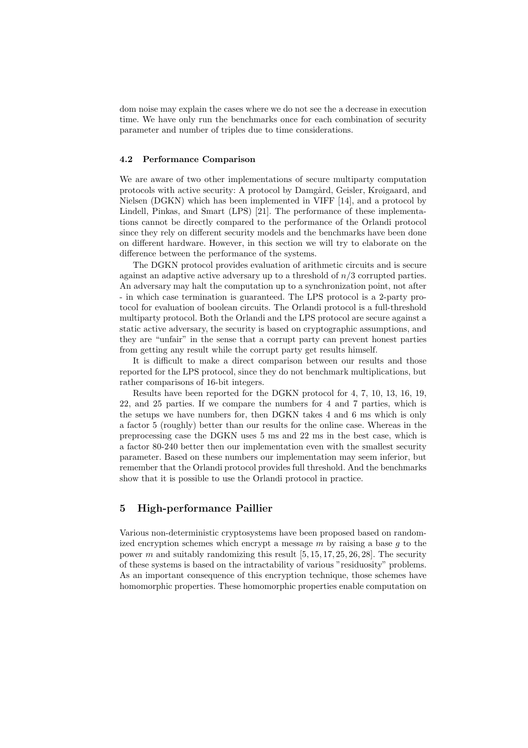dom noise may explain the cases where we do not see the a decrease in execution time. We have only run the benchmarks once for each combination of security parameter and number of triples due to time considerations.

### 4.2 Performance Comparison

We are aware of two other implementations of secure multiparty computation protocols with active security: A protocol by Damgård, Geisler, Krøigaard, and Nielsen (DGKN) which has been implemented in VIFF [14], and a protocol by Lindell, Pinkas, and Smart (LPS) [21]. The performance of these implementations cannot be directly compared to the performance of the Orlandi protocol since they rely on different security models and the benchmarks have been done on different hardware. However, in this section we will try to elaborate on the difference between the performance of the systems.

The DGKN protocol provides evaluation of arithmetic circuits and is secure against an adaptive active adversary up to a threshold of $n/3$ corrupted parties. An adversary may halt the computation up to a synchronization point, not after - in which case termination is guaranteed. The LPS protocol is a 2-party protocol for evaluation of boolean circuits. The Orlandi protocol is a full-threshold multiparty protocol. Both the Orlandi and the LPS protocol are secure against a static active adversary, the security is based on cryptographic assumptions, and they are "unfair" in the sense that a corrupt party can prevent honest parties from getting any result while the corrupt party get results himself.

It is difficult to make a direct comparison between our results and those reported for the LPS protocol, since they do not benchmark multiplications, but rather comparisons of 16-bit integers.

Results have been reported for the DGKN protocol for 4, 7, 10, 13, 16, 19, 22, and 25 parties. If we compare the numbers for 4 and 7 parties, which is the setups we have numbers for, then DGKN takes 4 and 6 ms which is only a factor 5 (roughly) better than our results for the online case. Whereas in the preprocessing case the DGKN uses 5 ms and 22 ms in the best case, which is a factor 80-240 better then our implementation even with the smallest security parameter. Based on these numbers our implementation may seem inferior, but remember that the Orlandi protocol provides full threshold. And the benchmarks show that it is possible to use the Orlandi protocol in practice.

## 5 High-performance Paillier

Various non-deterministic cryptosystems have been proposed based on randomized encryption schemes which encrypt a message $m$ by raising a base $g$ to the power $m$ and suitably randomizing this result [5, 15, 17, 25, 26, 28]. The security of these systems is based on the intractability of various "residuosity" problems. As an important consequence of this encryption technique, those schemes have homomorphic properties. These homomorphic properties enable computation on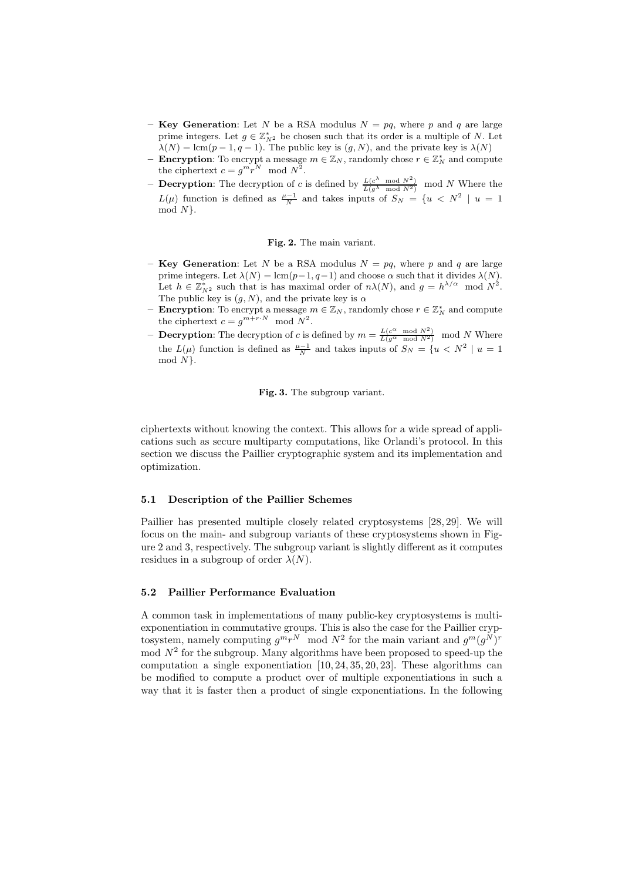- **Key Generation**: Let $N$ be a RSA modulus $N = pq$, where $p$ and $q$ are large prime integers. Let $g \in \mathbb{Z}^*_{N^2}$ be chosen such that its order is a multiple of $N$. Let $\lambda(N) = \text{lcm}(p-1, q-1)$. The public key is $(g, N)$, and the private key is $\lambda(N)$
- **Encryption**: To encrypt a message $m \in \mathbb{Z}_N$, randomly chose $r \in \mathbb{Z}^*_N$ and compute the ciphertext $c = g^m r^N \mod N^2$.
- **Decryption**: The decryption of $c$ is defined by $\frac{L(c^\lambda \mod N^2)}{L(g^\lambda \mod N^2)} \mod N$ Where the $L(\mu)$ function is defined as $\frac{\mu-1}{N}$ and takes inputs of $S_N = \{u < N^2 \mid u = 1 \mod N\}$.

**Fig. 2.** The main variant.

- **Key Generation**: Let $N$ be a RSA modulus $N = pq$, where $p$ and $q$ are large prime integers. Let $\lambda(N) = \text{lcm}(p-1, q-1)$ and choose $\alpha$ such that it divides $\lambda(N)$. Let $h \in \mathbb{Z}^*_{N^2}$ such that is has maximal order of $n\lambda(N)$, and $g = h^{\lambda/\alpha} \mod N^2$. The public key is $(g, N)$, and the private key is $\alpha$
- **Encryption**: To encrypt a message $m \in \mathbb{Z}_N$, randomly chose $r \in \mathbb{Z}^*_N$ and compute the ciphertext $c = g^{m+r \cdot N} \mod N^2$.
- **Decryption**: The decryption of $c$ is defined by $m = \frac{L(c^\alpha \mod N^2)}{L(g^\alpha \mod N^2)} \mod N$ Where the $L(\mu)$ function is defined as $\frac{\mu-1}{N}$ and takes inputs of $S_N = \{u < N^2 \mid u = 1 \mod N\}$.

**Fig. 3.** The subgroup variant.

ciphertexts without knowing the context. This allows for a wide spread of applications such as secure multiparty computations, like Orlandi's protocol. In this section we discuss the Paillier cryptographic system and its implementation and optimization.

### 5.1 Description of the Paillier Schemes

Paillier has presented multiple closely related cryptosystems [28, 29]. We will focus on the main- and subgroup variants of these cryptosystems shown in Figure 2 and 3, respectively. The subgroup variant is slightly different as it computes residues in a subgroup of order $\lambda(N)$.

### 5.2 Paillier Performance Evaluation

A common task in implementations of many public-key cryptosystems is multi-exponentiation in commutative groups. This is also the case for the Paillier cryptosystem, namely computing $g^m r^N \mod N^2$ for the main variant and $g^m (g^N)^r \mod N^2$ for the subgroup. Many algorithms have been proposed to speed-up the computation a single exponentiation [10, 24, 35, 20, 23]. These algorithms can be modified to compute a product over of multiple exponentiations in such a way that it is faster then a product of single exponentiations. In the following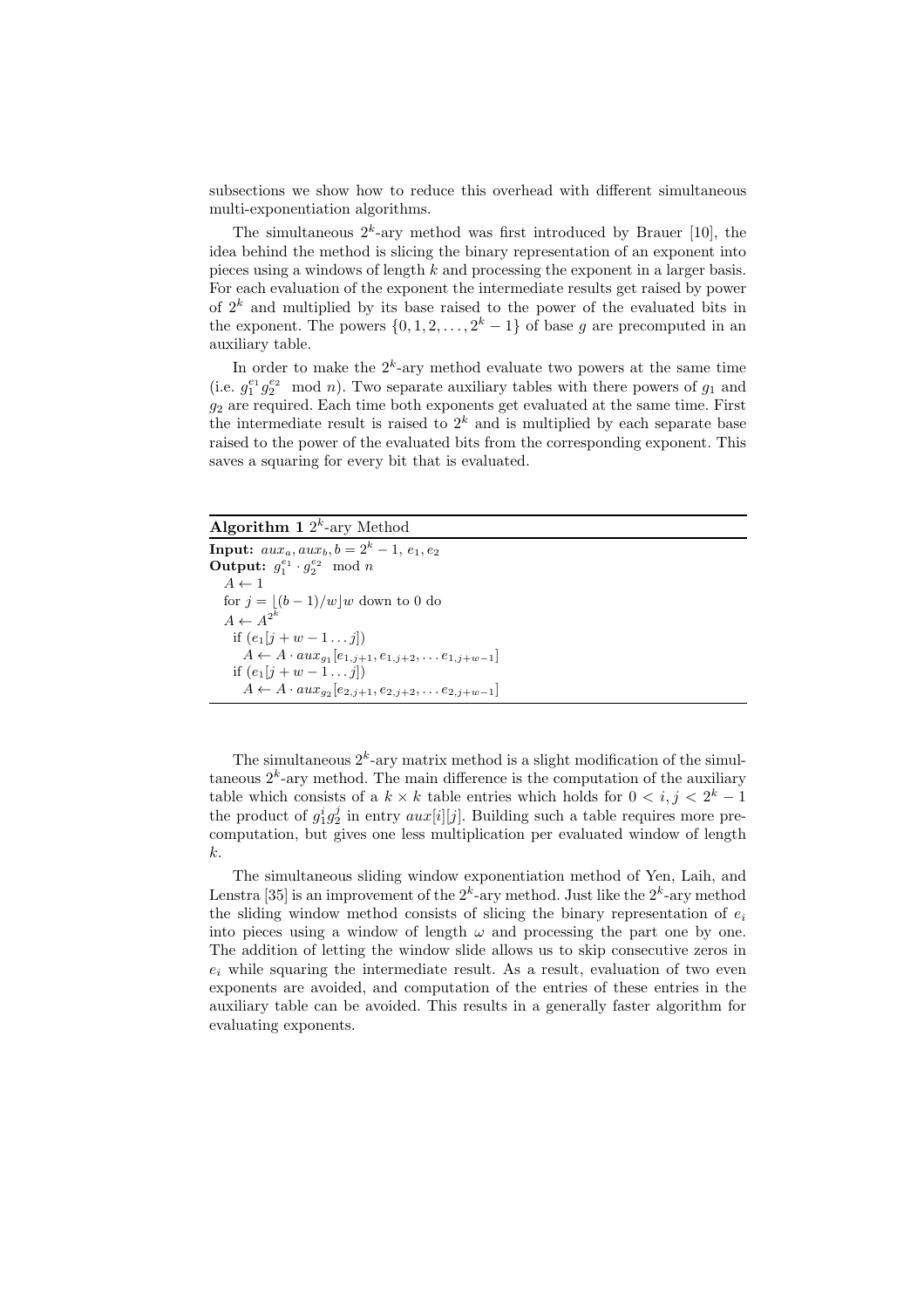subsections we show how to reduce this overhead with different simultaneous multi-exponentiation algorithms.

The simultaneous $2^k$-ary method was first introduced by Brauer [10], the idea behind the method is slicing the binary representation of an exponent into pieces using a windows of length $k$ and processing the exponent in a larger basis. For each evaluation of the exponent the intermediate results get raised by power of $2^k$ and multiplied by its base raised to the power of the evaluated bits in the exponent. The powers $\{0, 1, 2, \ldots, 2^k - 1\}$ of base $g$ are precomputed in an auxiliary table.

In order to make the $2^k$-ary method evaluate two powers at the same time (i.e. $g_1^{e_1} g_2^{e_2} \mod n$). Two separate auxiliary tables with there powers of $g_1$ and $g_2$ are required. Each time both exponents get evaluated at the same time. First the intermediate result is raised to $2^k$ and is multiplied by each separate base raised to the power of the evaluated bits from the corresponding exponent. This saves a squaring for every bit that is evaluated.

**Algorithm 1** $2^k$-ary Method

**Input:** $aux_a, aux_b, b = 2^k - 1, e_1, e_2$
**Output:** $g_1^{e_1} \cdot g_2^{e_2} \mod n$

```
A ← 1
for j = ⌊(b − 1)/w⌋w down to 0 do
A ← A^(2^k)
  if (e_1[j + w − 1 ... j])
    A ← A · aux_g1[e_{1,j+1}, e_{1,j+2}, ... e_{1,j+w−1}]
  if (e_1[j + w − 1 ... j])
    A ← A · aux_g2[e_{2,j+1}, e_{2,j+2}, ... e_{2,j+w−1}]
```

The simultaneous $2^k$-ary matrix method is a slight modification of the simultaneous $2^k$-ary method. The main difference is the computation of the auxiliary table which consists of a $k \times k$ table entries which holds for $0 < i, j < 2^k - 1$ the product of $g_1^i g_2^j$ in entry $aux[i][j]$. Building such a table requires more precomputation, but gives one less multiplication per evaluated window of length $k$.

The simultaneous sliding window exponentiation method of Yen, Laih, and Lenstra [35] is an improvement of the $2^k$-ary method. Just like the $2^k$-ary method the sliding window method consists of slicing the binary representation of $e_i$ into pieces using a window of length $\omega$ and processing the part one by one. The addition of letting the window slide allows us to skip consecutive zeros in $e_i$ while squaring the intermediate result. As a result, evaluation of two even exponents are avoided, and computation of the entries of these entries in the auxiliary table can be avoided. This results in a generally faster algorithm for evaluating exponents.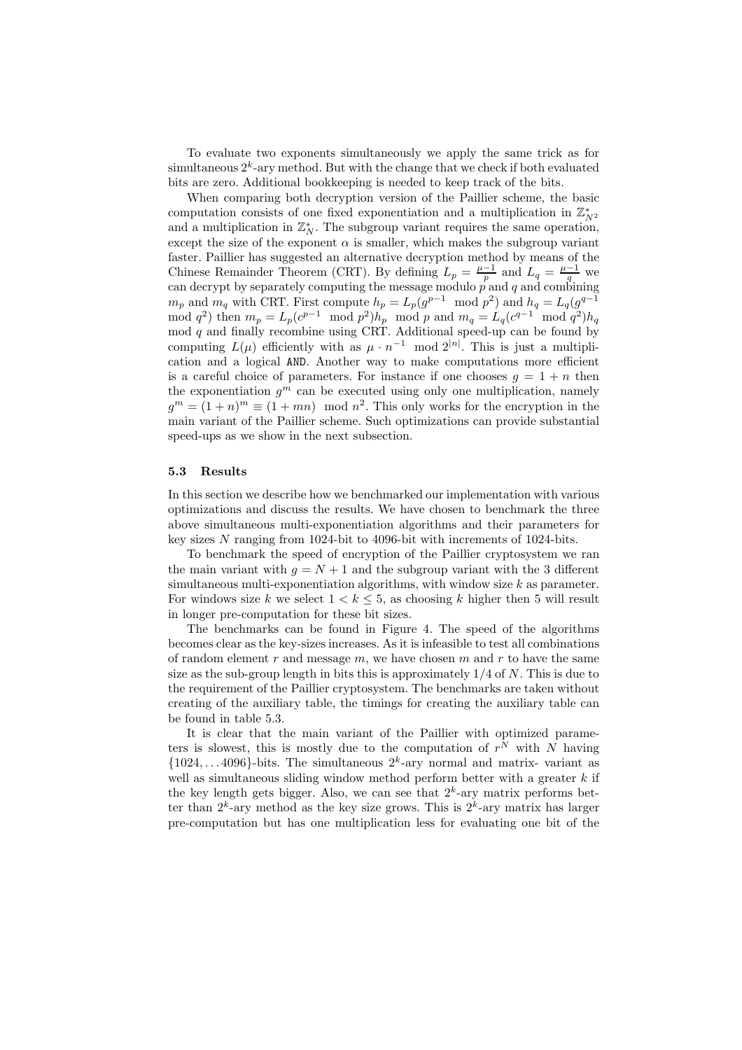To evaluate two exponents simultaneously we apply the same trick as for simultaneous $2^k$-ary method. But with the change that we check if both evaluated bits are zero. Additional bookkeeping is needed to keep track of the bits.

When comparing both decryption version of the Paillier scheme, the basic computation consists of one fixed exponentiation and a multiplication in $\mathbb{Z}^*_{N^2}$ and a multiplication in $\mathbb{Z}^*_N$. The subgroup variant requires the same operation, except the size of the exponent $\alpha$ is smaller, which makes the subgroup variant faster. Paillier has suggested an alternative decryption method by means of the Chinese Remainder Theorem (CRT). By defining $L_p = \frac{\mu-1}{p}$ and $L_q = \frac{\mu-1}{q}$ we can decrypt by separately computing the message modulo $p$ and $q$ and combining $m_p$ and $m_q$ with CRT. First compute $h_p = L_p(g^{p-1} \mod p^2)$ and $h_q = L_q(g^{q-1} \mod q^2)$ then $m_p = L_p(c^{p-1} \mod p^2)h_p \mod p$ and $m_q = L_q(c^{q-1} \mod q^2)h_q \mod q$ and finally recombine using CRT. Additional speed-up can be found by computing $L(\mu)$ efficiently with as $\mu \cdot n^{-1} \mod 2^{|n|}$. This is just a multiplication and a logical AND. Another way to make computations more efficient is a careful choice of parameters. For instance if one chooses $g = 1 + n$ then the exponentiation $g^m$ can be executed using only one multiplication, namely $g^m = (1+n)^m \equiv (1+mn) \mod n^2$. This only works for the encryption in the main variant of the Paillier scheme. Such optimizations can provide substantial speed-ups as we show in the next subsection.

### 5.3 Results

In this section we describe how we benchmarked our implementation with various optimizations and discuss the results. We have chosen to benchmark the three above simultaneous multi-exponentiation algorithms and their parameters for key sizes $N$ ranging from 1024-bit to 4096-bit with increments of 1024-bits.

To benchmark the speed of encryption of the Paillier cryptosystem we ran the main variant with $g = N + 1$ and the subgroup variant with the 3 different simultaneous multi-exponentiation algorithms, with window size $k$ as parameter. For windows size $k$ we select $1 < k \leq 5$, as choosing $k$ higher then 5 will result in longer pre-computation for these bit sizes.

The benchmarks can be found in Figure 4. The speed of the algorithms becomes clear as the key-sizes increases. As it is infeasible to test all combinations of random element $r$ and message $m$, we have chosen $m$ and $r$ to have the same size as the sub-group length in bits this is approximately $1/4$ of $N$. This is due to the requirement of the Paillier cryptosystem. The benchmarks are taken without creating of the auxiliary table, the timings for creating the auxiliary table can be found in table 5.3.

It is clear that the main variant of the Paillier with optimized parameters is slowest, this is mostly due to the computation of $r^N$ with $N$ having $\{1024, \ldots 4096\}$-bits. The simultaneous $2^k$-ary normal and matrix- variant as well as simultaneous sliding window method perform better with a greater $k$ if the key length gets bigger. Also, we can see that $2^k$-ary matrix performs better than $2^k$-ary method as the key size grows. This is $2^k$-ary matrix has larger pre-computation but has one multiplication less for evaluating one bit of the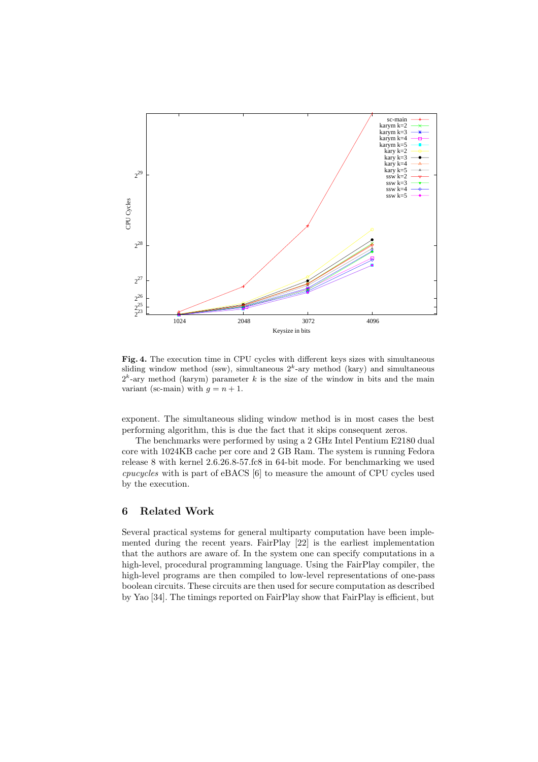**Fig. 4.** The execution time in CPU cycles with different keys sizes with simultaneous sliding window method (ssw), simultaneous $2^k$-ary method (kary) and simultaneous $2^k$-ary method (karym) parameter $k$ is the size of the window in bits and the main variant (sc-main) with $g = n + 1$.

exponent. The simultaneous sliding window method is in most cases the best performing algorithm, this is due the fact that it skips consequent zeros.

The benchmarks were performed by using a 2 GHz Intel Pentium E2180 dual core with 1024KB cache per core and 2 GB Ram. The system is running Fedora release 8 with kernel 2.6.26.8-57.fc8 in 64-bit mode. For benchmarking we used *cpucycles* with is part of eBACS [6] to measure the amount of CPU cycles used by the execution.

## 6 Related Work

Several practical systems for general multiparty computation have been implemented during the recent years. FairPlay [22] is the earliest implementation that the authors are aware of. In the system one can specify computations in a high-level, procedural programming language. Using the FairPlay compiler, the high-level programs are then compiled to low-level representations of one-pass boolean circuits. These circuits are then used for secure computation as described by Yao [34]. The timings reported on FairPlay show that FairPlay is efficient, but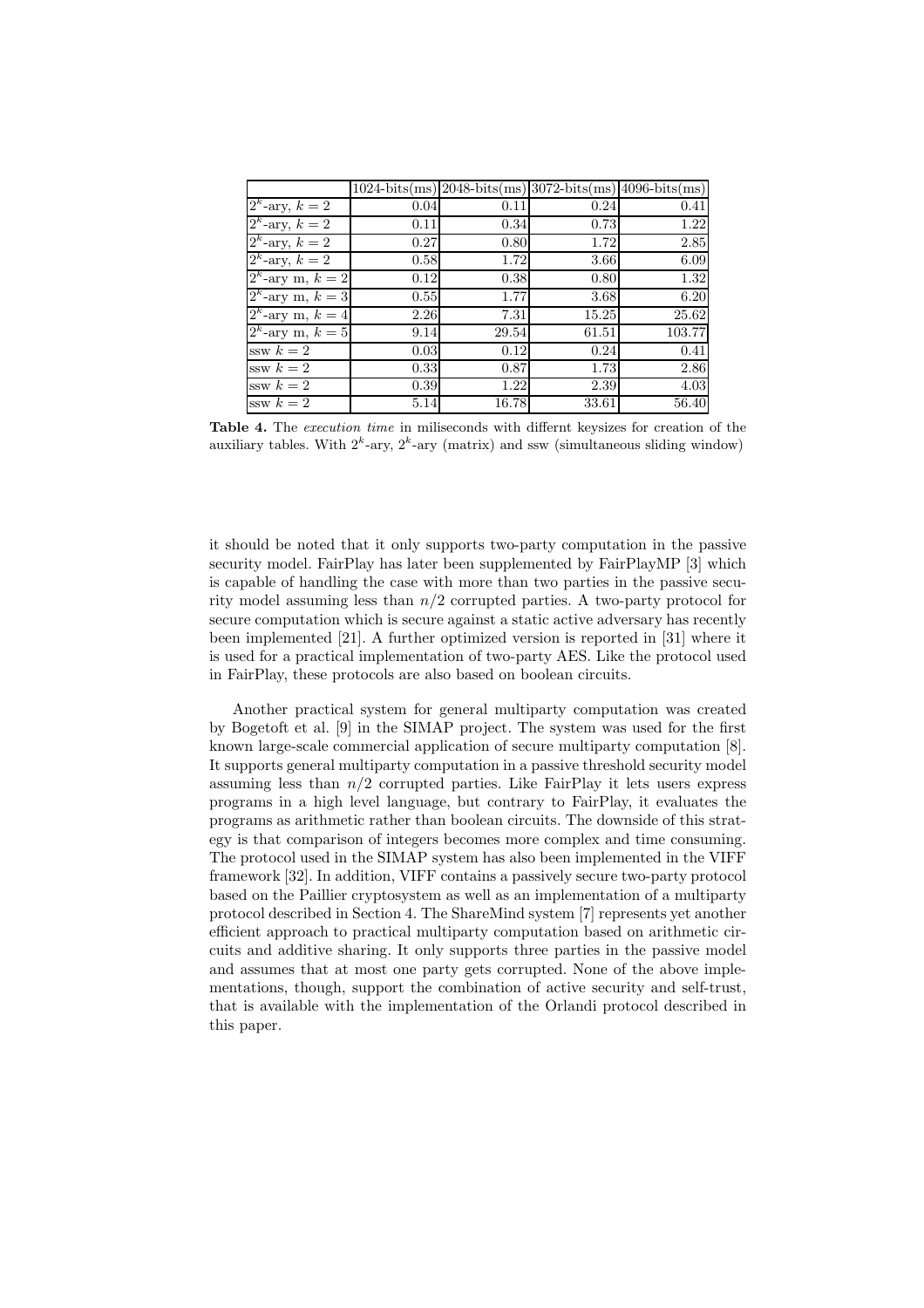| | 1024-bits(ms) | 2048-bits(ms) | 3072-bits(ms) | 4096-bits(ms) |
|---|---|---|---|---|
| $2^k$-ary, $k = 2$ | 0.04 | 0.11 | 0.24 | 0.41 |
| $2^k$-ary, $k = 2$ | 0.11 | 0.34 | 0.73 | 1.22 |
| $2^k$-ary, $k = 2$ | 0.27 | 0.80 | 1.72 | 2.85 |
| $2^k$-ary, $k = 2$ | 0.58 | 1.72 | 3.66 | 6.09 |
| $2^k$-ary m, $k = 2$ | 0.12 | 0.38 | 0.80 | 1.32 |
| $2^k$-ary m, $k = 3$ | 0.55 | 1.77 | 3.68 | 6.20 |
| $2^k$-ary m, $k = 4$ | 2.26 | 7.31 | 15.25 | 25.62 |
| $2^k$-ary m, $k = 5$ | 9.14 | 29.54 | 61.51 | 103.77 |
| ssw $k = 2$ | 0.03 | 0.12 | 0.24 | 0.41 |
| ssw $k = 2$ | 0.33 | 0.87 | 1.73 | 2.86 |
| ssw $k = 2$ | 0.39 | 1.22 | 2.39 | 4.03 |
| ssw $k = 2$ | 5.14 | 16.78 | 33.61 | 56.40 |

**Table 4.** The *execution time* in miliseconds with differnt keysizes for creation of the auxiliary tables. With $2^k$-ary, $2^k$-ary (matrix) and ssw (simultaneous sliding window)

it should be noted that it only supports two-party computation in the passive security model. FairPlay has later been supplemented by FairPlayMP [3] which is capable of handling the case with more than two parties in the passive security model assuming less than $n/2$ corrupted parties. A two-party protocol for secure computation which is secure against a static active adversary has recently been implemented [21]. A further optimized version is reported in [31] where it is used for a practical implementation of two-party AES. Like the protocol used in FairPlay, these protocols are also based on boolean circuits.

Another practical system for general multiparty computation was created by Bogetoft et al. [9] in the SIMAP project. The system was used for the first known large-scale commercial application of secure multiparty computation [8]. It supports general multiparty computation in a passive threshold security model assuming less than $n/2$ corrupted parties. Like FairPlay it lets users express programs in a high level language, but contrary to FairPlay, it evaluates the programs as arithmetic rather than boolean circuits. The downside of this strategy is that comparison of integers becomes more complex and time consuming. The protocol used in the SIMAP system has also been implemented in the VIFF framework [32]. In addition, VIFF contains a passively secure two-party protocol based on the Paillier cryptosystem as well as an implementation of a multiparty protocol described in Section 4. The ShareMind system [7] represents yet another efficient approach to practical multiparty computation based on arithmetic circuits and additive sharing. It only supports three parties in the passive model and assumes that at most one party gets corrupted. None of the above implementations, though, support the combination of active security and self-trust, that is available with the implementation of the Orlandi protocol described in this paper.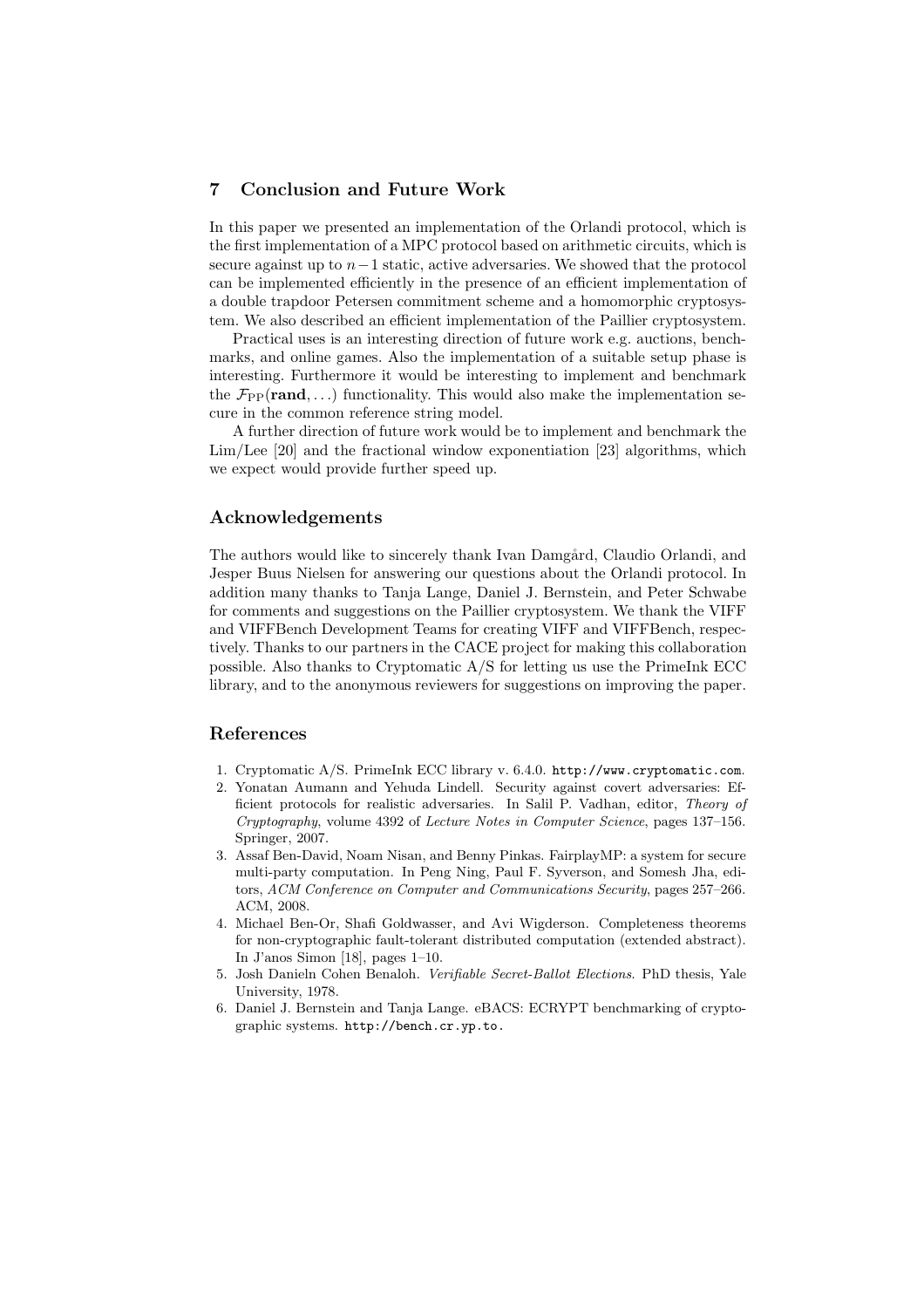## 7 Conclusion and Future Work

In this paper we presented an implementation of the Orlandi protocol, which is the first implementation of a MPC protocol based on arithmetic circuits, which is secure against up to $n-1$ static, active adversaries. We showed that the protocol can be implemented efficiently in the presence of an efficient implementation of a double trapdoor Petersen commitment scheme and a homomorphic cryptosystem. We also described an efficient implementation of the Paillier cryptosystem.

Practical uses is an interesting direction of future work e.g. auctions, benchmarks, and online games. Also the implementation of a suitable setup phase is interesting. Furthermore it would be interesting to implement and benchmark the $\mathcal{F}_{\text{PP}}(\textbf{rand}, \ldots)$ functionality. This would also make the implementation secure in the common reference string model.

A further direction of future work would be to implement and benchmark the Lim/Lee [20] and the fractional window exponentiation [23] algorithms, which we expect would provide further speed up.

## Acknowledgements

The authors would like to sincerely thank Ivan Damgård, Claudio Orlandi, and Jesper Buus Nielsen for answering our questions about the Orlandi protocol. In addition many thanks to Tanja Lange, Daniel J. Bernstein, and Peter Schwabe for comments and suggestions on the Paillier cryptosystem. We thank the VIFF and VIFFBench Development Teams for creating VIFF and VIFFBench, respectively. Thanks to our partners in the CACE project for making this collaboration possible. Also thanks to Cryptomatic A/S for letting us use the PrimeInk ECC library, and to the anonymous reviewers for suggestions on improving the paper.

## References

1. Cryptomatic A/S. PrimeInk ECC library v. 6.4.0. http://www.cryptomatic.com.
2. Yonatan Aumann and Yehuda Lindell. Security against covert adversaries: Efficient protocols for realistic adversaries. In Salil P. Vadhan, editor, *Theory of Cryptography*, volume 4392 of *Lecture Notes in Computer Science*, pages 137–156. Springer, 2007.
3. Assaf Ben-David, Noam Nisan, and Benny Pinkas. FairplayMP: a system for secure multi-party computation. In Peng Ning, Paul F. Syverson, and Somesh Jha, editors, *ACM Conference on Computer and Communications Security*, pages 257–266. ACM, 2008.
4. Michael Ben-Or, Shafi Goldwasser, and Avi Wigderson. Completeness theorems for non-cryptographic fault-tolerant distributed computation (extended abstract). In J'anos Simon [18], pages 1–10.
5. Josh Danieln Cohen Benaloh. *Verifiable Secret-Ballot Elections*. PhD thesis, Yale University, 1978.
6. Daniel J. Bernstein and Tanja Lange. eBACS: ECRYPT benchmarking of cryptographic systems. http://bench.cr.yp.to.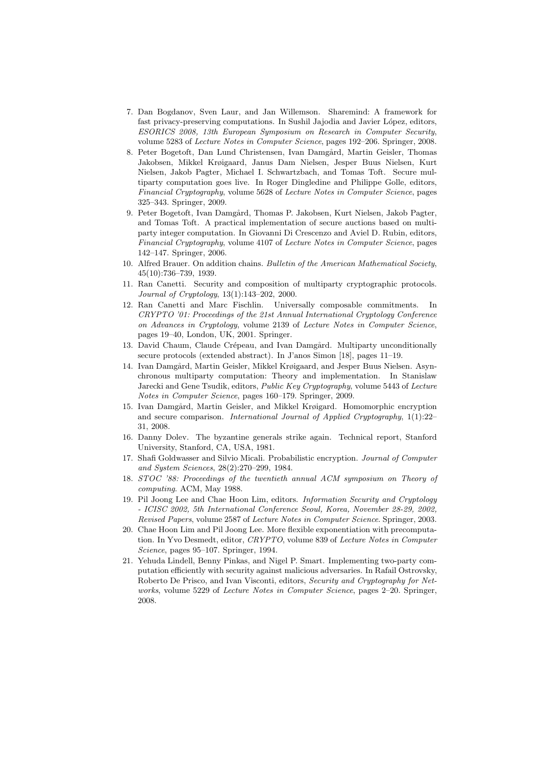7. Dan Bogdanov, Sven Laur, and Jan Willemson. Sharemind: A framework for fast privacy-preserving computations. In Sushil Jajodia and Javier López, editors, *ESORICS 2008, 13th European Symposium on Research in Computer Security*, volume 5283 of *Lecture Notes in Computer Science*, pages 192–206. Springer, 2008.
8. Peter Bogetoft, Dan Lund Christensen, Ivan Damgård, Martin Geisler, Thomas Jakobsen, Mikkel Krøigaard, Janus Dam Nielsen, Jesper Buus Nielsen, Kurt Nielsen, Jakob Pagter, Michael I. Schwartzbach, and Tomas Toft. Secure multiparty computation goes live. In Roger Dingledine and Philippe Golle, editors, *Financial Cryptography*, volume 5628 of *Lecture Notes in Computer Science*, pages 325–343. Springer, 2009.
9. Peter Bogetoft, Ivan Damgård, Thomas P. Jakobsen, Kurt Nielsen, Jakob Pagter, and Tomas Toft. A practical implementation of secure auctions based on multiparty integer computation. In Giovanni Di Crescenzo and Aviel D. Rubin, editors, *Financial Cryptography*, volume 4107 of *Lecture Notes in Computer Science*, pages 142–147. Springer, 2006.
10. Alfred Brauer. On addition chains. *Bulletin of the American Mathematical Society*, 45(10):736–739, 1939.
11. Ran Canetti. Security and composition of multiparty cryptographic protocols. *Journal of Cryptology*, 13(1):143–202, 2000.
12. Ran Canetti and Marc Fischlin. Universally composable commitments. In *CRYPTO '01: Proceedings of the 21st Annual International Cryptology Conference on Advances in Cryptology*, volume 2139 of *Lecture Notes in Computer Science*, pages 19–40, London, UK, 2001. Springer.
13. David Chaum, Claude Crépeau, and Ivan Damgård. Multiparty unconditionally secure protocols (extended abstract). In J'anos Simon [18], pages 11–19.
14. Ivan Damgård, Martin Geisler, Mikkel Krøigaard, and Jesper Buus Nielsen. Asynchronous multiparty computation: Theory and implementation. In Stanislaw Jarecki and Gene Tsudik, editors, *Public Key Cryptography*, volume 5443 of *Lecture Notes in Computer Science*, pages 160–179. Springer, 2009.
15. Ivan Damgård, Martin Geisler, and Mikkel Krøigard. Homomorphic encryption and secure comparison. *International Journal of Applied Cryptography*, 1(1):22–31, 2008.
16. Danny Dolev. The byzantine generals strike again. Technical report, Stanford University, Stanford, CA, USA, 1981.
17. Shafi Goldwasser and Silvio Micali. Probabilistic encryption. *Journal of Computer and System Sciences*, 28(2):270–299, 1984.
18. *STOC '88: Proceedings of the twentieth annual ACM symposium on Theory of computing*. ACM, May 1988.
19. Pil Joong Lee and Chae Hoon Lim, editors. *Information Security and Cryptology - ICISC 2002, 5th International Conference Seoul, Korea, November 28-29, 2002, Revised Papers*, volume 2587 of *Lecture Notes in Computer Science*. Springer, 2003.
20. Chae Hoon Lim and Pil Joong Lee. More flexible exponentiation with precomputation. In Yvo Desmedt, editor, *CRYPTO*, volume 839 of *Lecture Notes in Computer Science*, pages 95–107. Springer, 1994.
21. Yehuda Lindell, Benny Pinkas, and Nigel P. Smart. Implementing two-party computation efficiently with security against malicious adversaries. In Rafail Ostrovsky, Roberto De Prisco, and Ivan Visconti, editors, *Security and Cryptography for Networks*, volume 5229 of *Lecture Notes in Computer Science*, pages 2–20. Springer, 2008.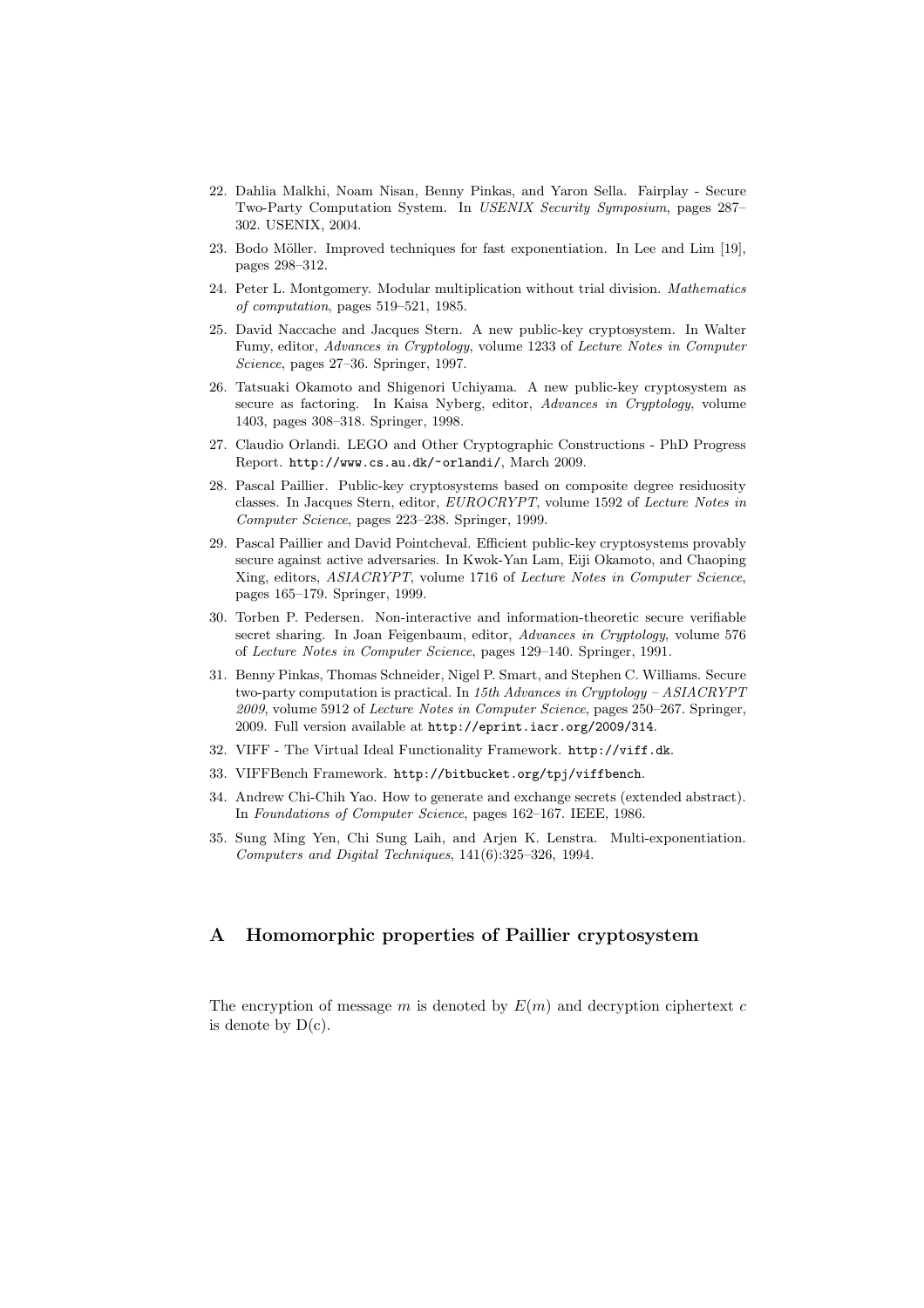22. Dahlia Malkhi, Noam Nisan, Benny Pinkas, and Yaron Sella. Fairplay - Secure Two-Party Computation System. In *USENIX Security Symposium*, pages 287–302. USENIX, 2004.
23. Bodo Möller. Improved techniques for fast exponentiation. In Lee and Lim [19], pages 298–312.
24. Peter L. Montgomery. Modular multiplication without trial division. *Mathematics of computation*, pages 519–521, 1985.
25. David Naccache and Jacques Stern. A new public-key cryptosystem. In Walter Fumy, editor, *Advances in Cryptology*, volume 1233 of *Lecture Notes in Computer Science*, pages 27–36. Springer, 1997.
26. Tatsuaki Okamoto and Shigenori Uchiyama. A new public-key cryptosystem as secure as factoring. In Kaisa Nyberg, editor, *Advances in Cryptology*, volume 1403, pages 308–318. Springer, 1998.
27. Claudio Orlandi. LEGO and Other Cryptographic Constructions - PhD Progress Report. `http://www.cs.au.dk/~orlandi/`, March 2009.
28. Pascal Paillier. Public-key cryptosystems based on composite degree residuosity classes. In Jacques Stern, editor, *EUROCRYPT*, volume 1592 of *Lecture Notes in Computer Science*, pages 223–238. Springer, 1999.
29. Pascal Paillier and David Pointcheval. Efficient public-key cryptosystems provably secure against active adversaries. In Kwok-Yan Lam, Eiji Okamoto, and Chaoping Xing, editors, *ASIACRYPT*, volume 1716 of *Lecture Notes in Computer Science*, pages 165–179. Springer, 1999.
30. Torben P. Pedersen. Non-interactive and information-theoretic secure verifiable secret sharing. In Joan Feigenbaum, editor, *Advances in Cryptology*, volume 576 of *Lecture Notes in Computer Science*, pages 129–140. Springer, 1991.
31. Benny Pinkas, Thomas Schneider, Nigel P. Smart, and Stephen C. Williams. Secure two-party computation is practical. In *15th Advances in Cryptology – ASIACRYPT 2009*, volume 5912 of *Lecture Notes in Computer Science*, pages 250–267. Springer, 2009. Full version available at `http://eprint.iacr.org/2009/314`.
32. VIFF - The Virtual Ideal Functionality Framework. `http://viff.dk`.
33. VIFFBench Framework. `http://bitbucket.org/tpj/viffbench`.
34. Andrew Chi-Chih Yao. How to generate and exchange secrets (extended abstract). In *Foundations of Computer Science*, pages 162–167. IEEE, 1986.
35. Sung Ming Yen, Chi Sung Laih, and Arjen K. Lenstra. Multi-exponentiation. *Computers and Digital Techniques*, 141(6):325–326, 1994.

## A Homomorphic properties of Paillier cryptosystem

The encryption of message $m$ is denoted by $E(m)$ and decryption ciphertext $c$ is denote by D(c).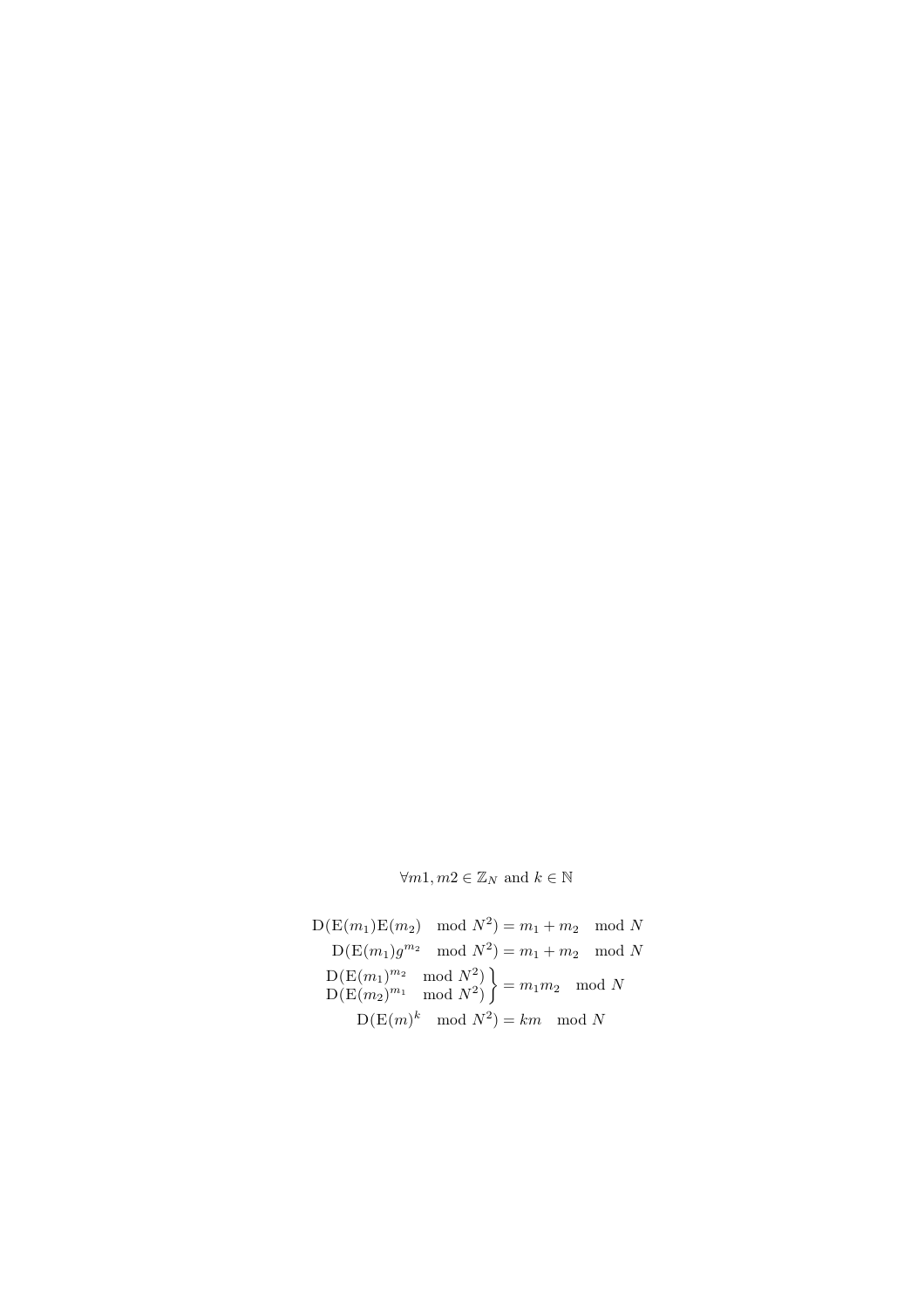$$\forall m1, m2 \in \mathbb{Z}_N \text{ and } k \in \mathbb{N}$$

$$
\begin{aligned}
\mathrm{D}(\mathrm{E}(m_1)\mathrm{E}(m_2) \mod N^2) &= m_1 + m_2 \mod N \\
\mathrm{D}(\mathrm{E}(m_1)g^{m_2} \mod N^2) &= m_1 + m_2 \mod N \\
\left.\begin{array}{r}\mathrm{D}(\mathrm{E}(m_1)^{m_2} \mod N^2) \\ \mathrm{D}(\mathrm{E}(m_2)^{m_1} \mod N^2)\end{array}\right\} &= m_1 m_2 \mod N \\
\mathrm{D}(\mathrm{E}(m)^k \mod N^2) &= km \mod N
\end{aligned}
$$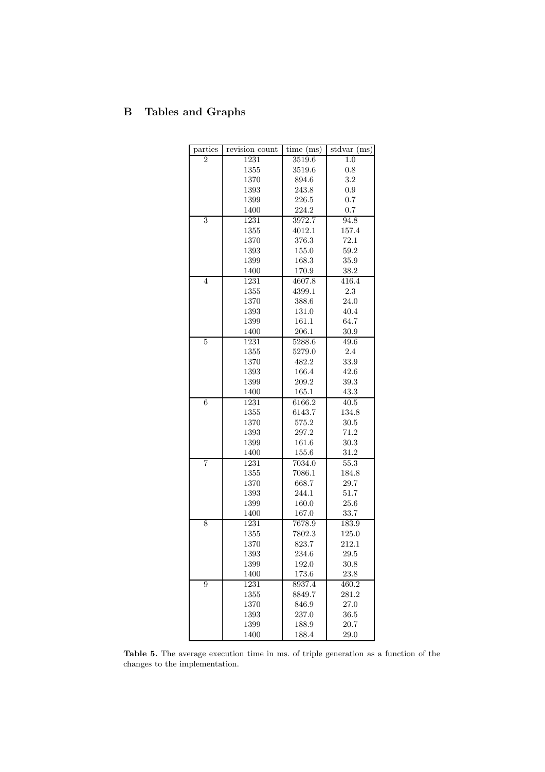## B Tables and Graphs

| parties | revision count | time (ms) | stdvar (ms) |
|---|---|---|---|
| 2 | 1231 | 3519.6 | 1.0 |
| | 1355 | 3519.6 | 0.8 |
| | 1370 | 894.6 | 3.2 |
| | 1393 | 243.8 | 0.9 |
| | 1399 | 226.5 | 0.7 |
| | 1400 | 224.2 | 0.7 |
| 3 | 1231 | 3972.7 | 94.8 |
| | 1355 | 4012.1 | 157.4 |
| | 1370 | 376.3 | 72.1 |
| | 1393 | 155.0 | 59.2 |
| | 1399 | 168.3 | 35.9 |
| | 1400 | 170.9 | 38.2 |
| 4 | 1231 | 4607.8 | 416.4 |
| | 1355 | 4399.1 | 2.3 |
| | 1370 | 388.6 | 24.0 |
| | 1393 | 131.0 | 40.4 |
| | 1399 | 161.1 | 64.7 |
| | 1400 | 206.1 | 30.9 |
| 5 | 1231 | 5288.6 | 49.6 |
| | 1355 | 5279.0 | 2.4 |
| | 1370 | 482.2 | 33.9 |
| | 1393 | 166.4 | 42.6 |
| | 1399 | 209.2 | 39.3 |
| | 1400 | 165.1 | 43.3 |
| 6 | 1231 | 6166.2 | 40.5 |
| | 1355 | 6143.7 | 134.8 |
| | 1370 | 575.2 | 30.5 |
| | 1393 | 297.2 | 71.2 |
| | 1399 | 161.6 | 30.3 |
| | 1400 | 155.6 | 31.2 |
| 7 | 1231 | 7034.0 | 55.3 |
| | 1355 | 7086.1 | 184.8 |
| | 1370 | 668.7 | 29.7 |
| | 1393 | 244.1 | 51.7 |
| | 1399 | 160.0 | 25.6 |
| | 1400 | 167.0 | 33.7 |
| 8 | 1231 | 7678.9 | 183.9 |
| | 1355 | 7802.3 | 125.0 |
| | 1370 | 823.7 | 212.1 |
| | 1393 | 234.6 | 29.5 |
| | 1399 | 192.0 | 30.8 |
| | 1400 | 173.6 | 23.8 |
| 9 | 1231 | 8937.4 | 460.2 |
| | 1355 | 8849.7 | 281.2 |
| | 1370 | 846.9 | 27.0 |
| | 1393 | 237.0 | 36.5 |
| | 1399 | 188.9 | 20.7 |
| | 1400 | 188.4 | 29.0 |

**Table 5.** The average execution time in ms. of triple generation as a function of the changes to the implementation.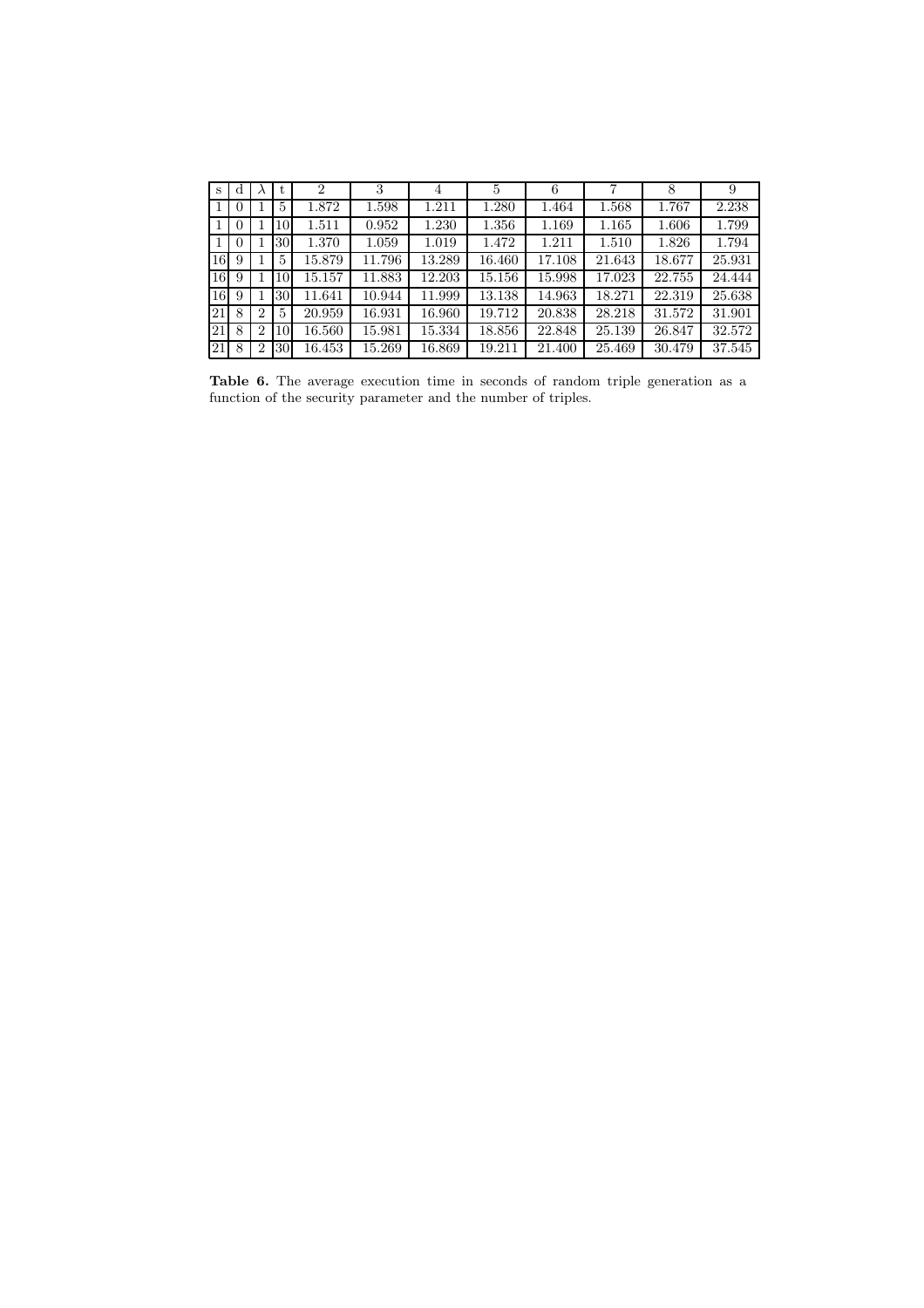| s | d | $\lambda$ | t | 2 | 3 | 4 | 5 | 6 | 7 | 8 | 9 |
|---|---|---|---|---|---|---|---|---|---|---|---|
| 1 | 0 | 1 | 5 | 1.872 | 1.598 | 1.211 | 1.280 | 1.464 | 1.568 | 1.767 | 2.238 |
| 1 | 0 | 1 | 10 | 1.511 | 0.952 | 1.230 | 1.356 | 1.169 | 1.165 | 1.606 | 1.799 |
| 1 | 0 | 1 | 30 | 1.370 | 1.059 | 1.019 | 1.472 | 1.211 | 1.510 | 1.826 | 1.794 |
| 16 | 9 | 1 | 5 | 15.879 | 11.796 | 13.289 | 16.460 | 17.108 | 21.643 | 18.677 | 25.931 |
| 16 | 9 | 1 | 10 | 15.157 | 11.883 | 12.203 | 15.156 | 15.998 | 17.023 | 22.755 | 24.444 |
| 16 | 9 | 1 | 30 | 11.641 | 10.944 | 11.999 | 13.138 | 14.963 | 18.271 | 22.319 | 25.638 |
| 21 | 8 | 2 | 5 | 20.959 | 16.931 | 16.960 | 19.712 | 20.838 | 28.218 | 31.572 | 31.901 |
| 21 | 8 | 2 | 10 | 16.560 | 15.981 | 15.334 | 18.856 | 22.848 | 25.139 | 26.847 | 32.572 |
| 21 | 8 | 2 | 30 | 16.453 | 15.269 | 16.869 | 19.211 | 21.400 | 25.469 | 30.479 | 37.545 |

**Table 6.** The average execution time in seconds of random triple generation as a function of the security parameter and the number of triples.